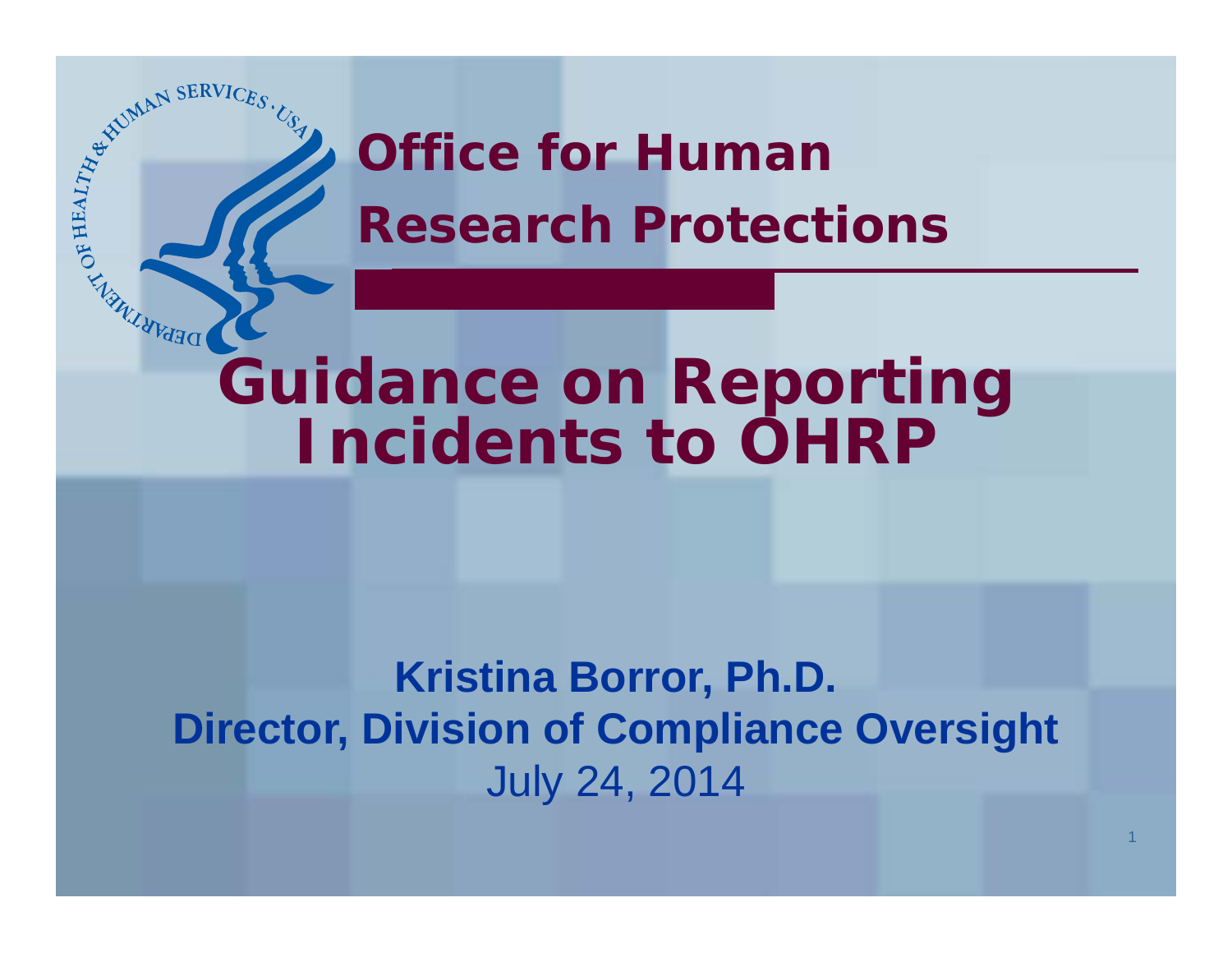## Office for Human Research Protections

# Guidance on Reporting Incidents to OHRP

**Kristina Borror, Ph.D.**
**Director, Division of Compliance Oversight**
July 24, 2014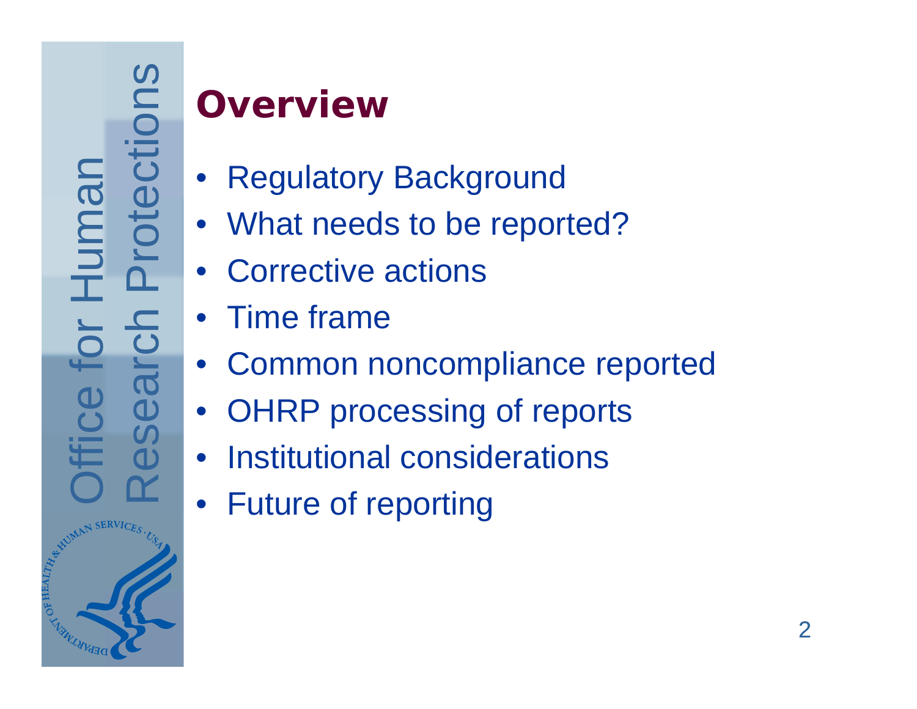# Overview

- Regulatory Background
- What needs to be reported?
- Corrective actions
- Time frame
- Common noncompliance reported
- OHRP processing of reports
- Institutional considerations
- Future of reporting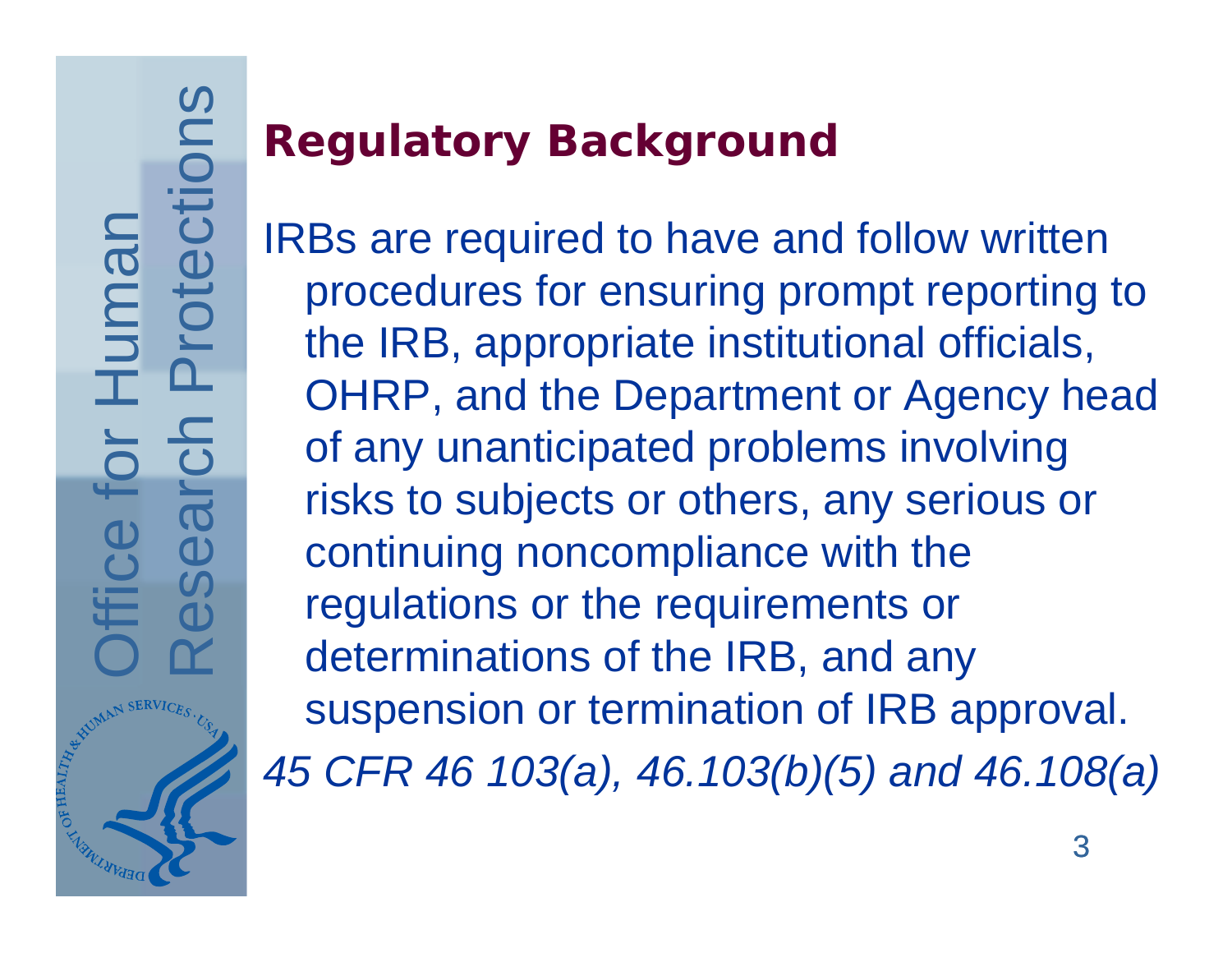## Regulatory Background

IRBs are required to have and follow written procedures for ensuring prompt reporting to the IRB, appropriate institutional officials, OHRP, and the Department or Agency head of any unanticipated problems involving risks to subjects or others, any serious or continuing noncompliance with the regulations or the requirements or determinations of the IRB, and any suspension or termination of IRB approval.

*45 CFR 46 103(a), 46.103(b)(5) and 46.108(a)*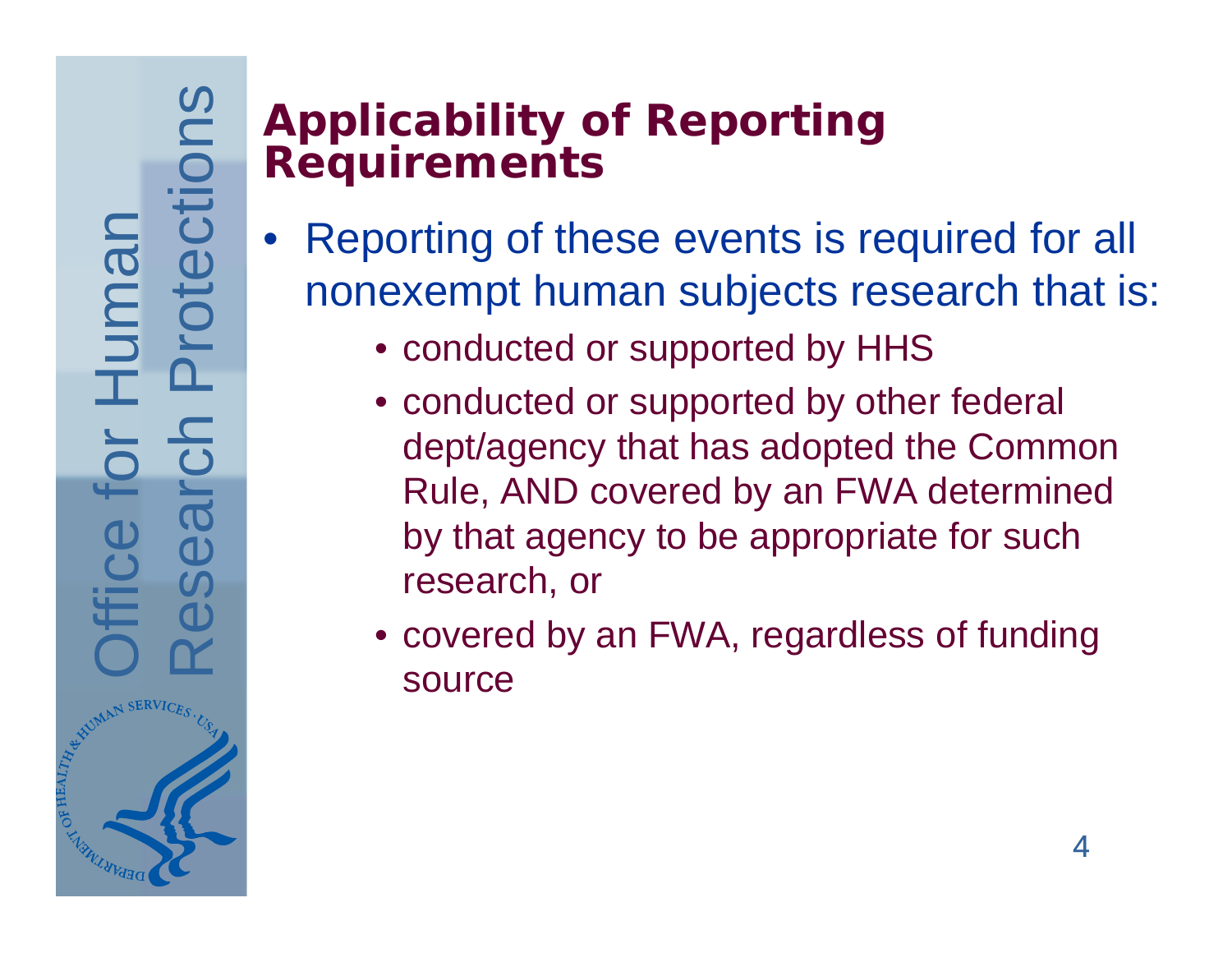# Applicability of Reporting Requirements

- Reporting of these events is required for all nonexempt human subjects research that is:
  - conducted or supported by HHS
  - conducted or supported by other federal dept/agency that has adopted the Common Rule, AND covered by an FWA determined by that agency to be appropriate for such research, or
  - covered by an FWA, regardless of funding source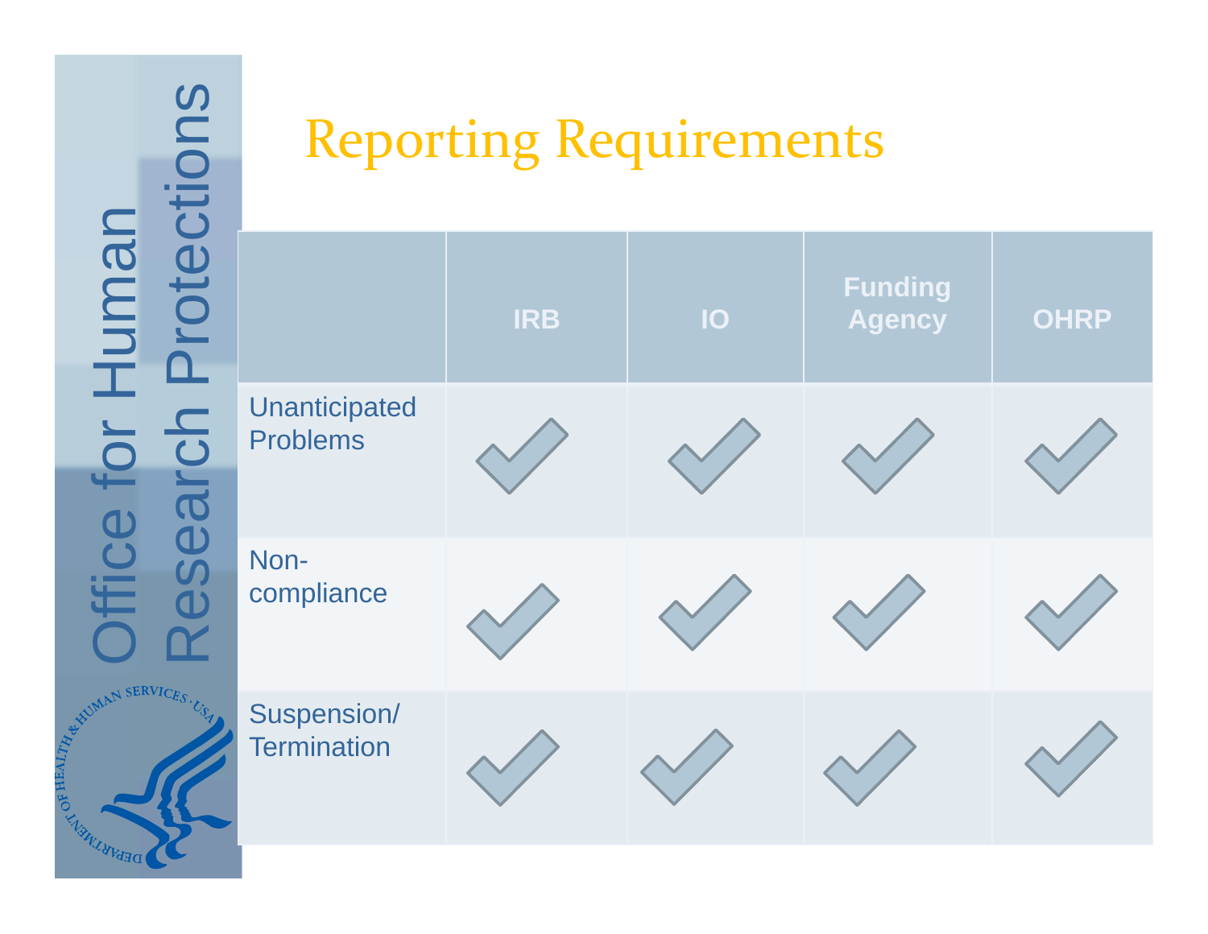# Reporting Requirements

| | IRB | IO | Funding Agency | OHRP |
|---|---|---|---|---|
| Unanticipated Problems | ✓ | ✓ | ✓ | ✓ |
| Non-compliance | ✓ | ✓ | ✓ | ✓ |
| Suspension/ Termination | ✓ | ✓ | ✓ | ✓ |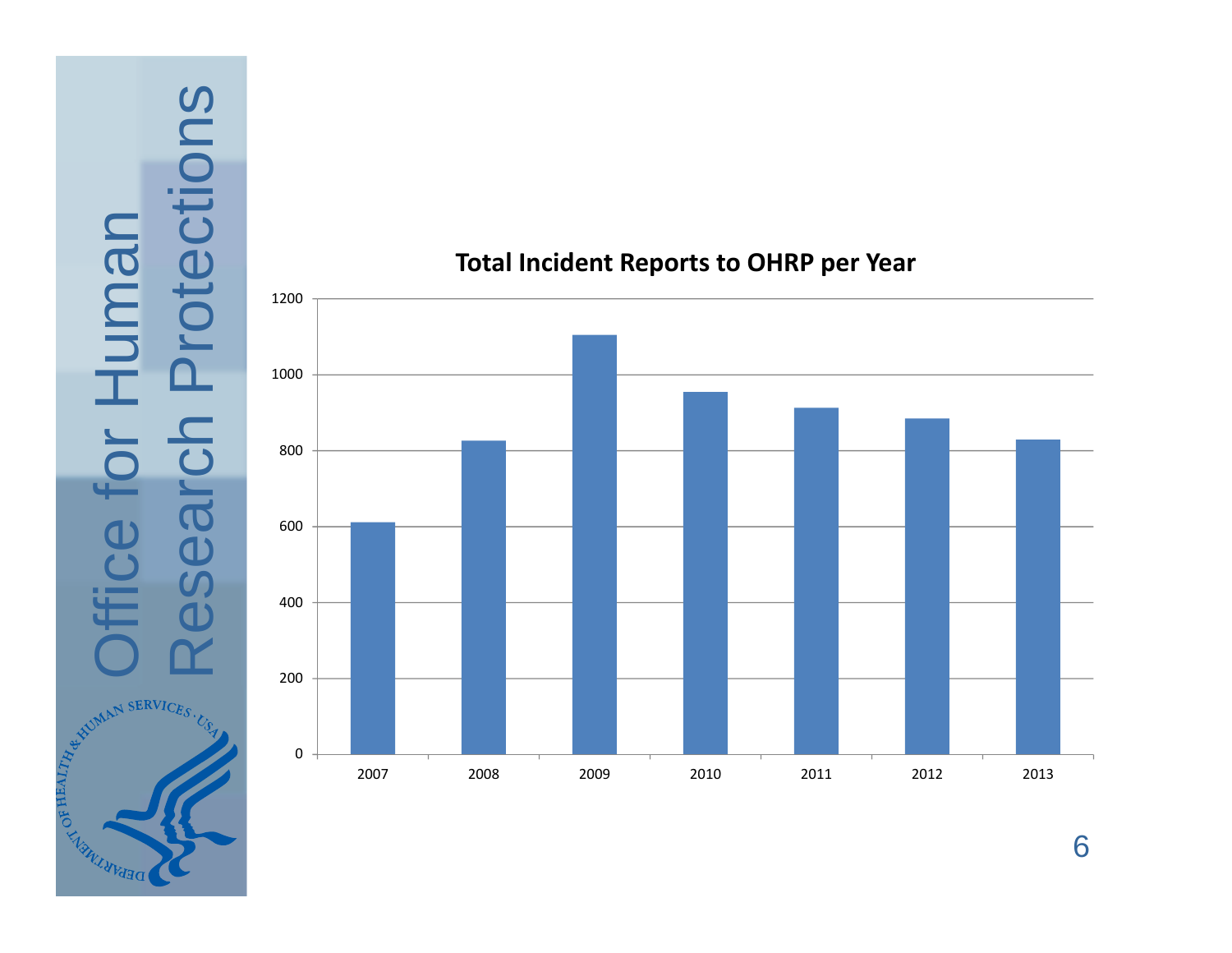Office for Human Research Protections

**Total Incident Reports to OHRP per Year**

| Year | Reports (approx.) |
|---|---|
| 2007 | 610 |
| 2008 | 825 |
| 2009 | 1105 |
| 2010 | 955 |
| 2011 | 912 |
| 2012 | 885 |
| 2013 | 830 |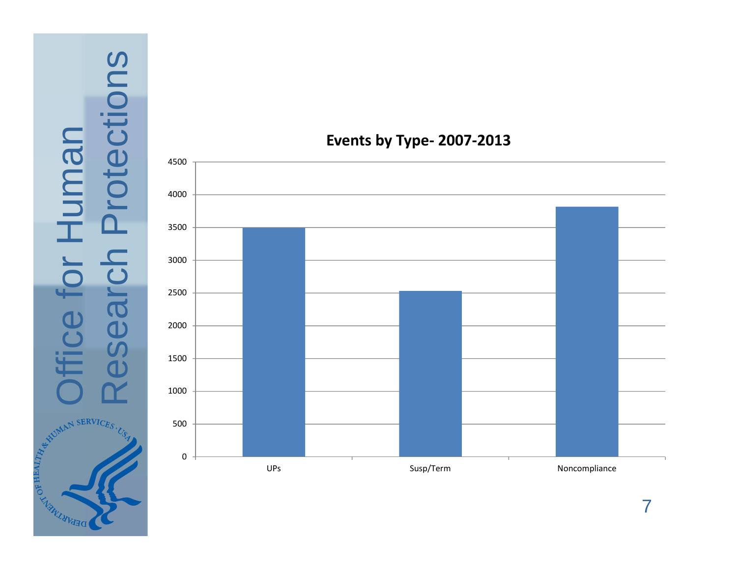**Events by Type- 2007-2013**

| Type | Events (approx.) |
|---|---|
| UPs | 3500 |
| Susp/Term | 2530 |
| Noncompliance | 3820 |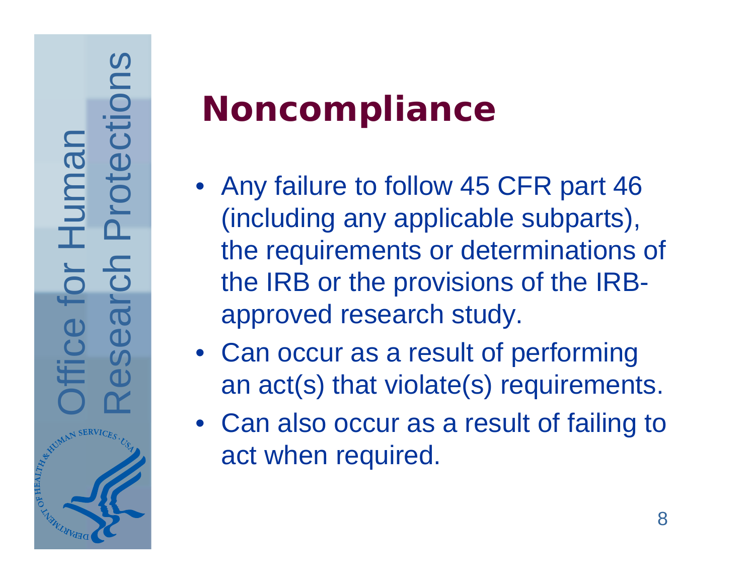# Noncompliance

- Any failure to follow 45 CFR part 46 (including any applicable subparts), the requirements or determinations of the IRB or the provisions of the IRB-approved research study.
- Can occur as a result of performing an act(s) that violate(s) requirements.
- Can also occur as a result of failing to act when required.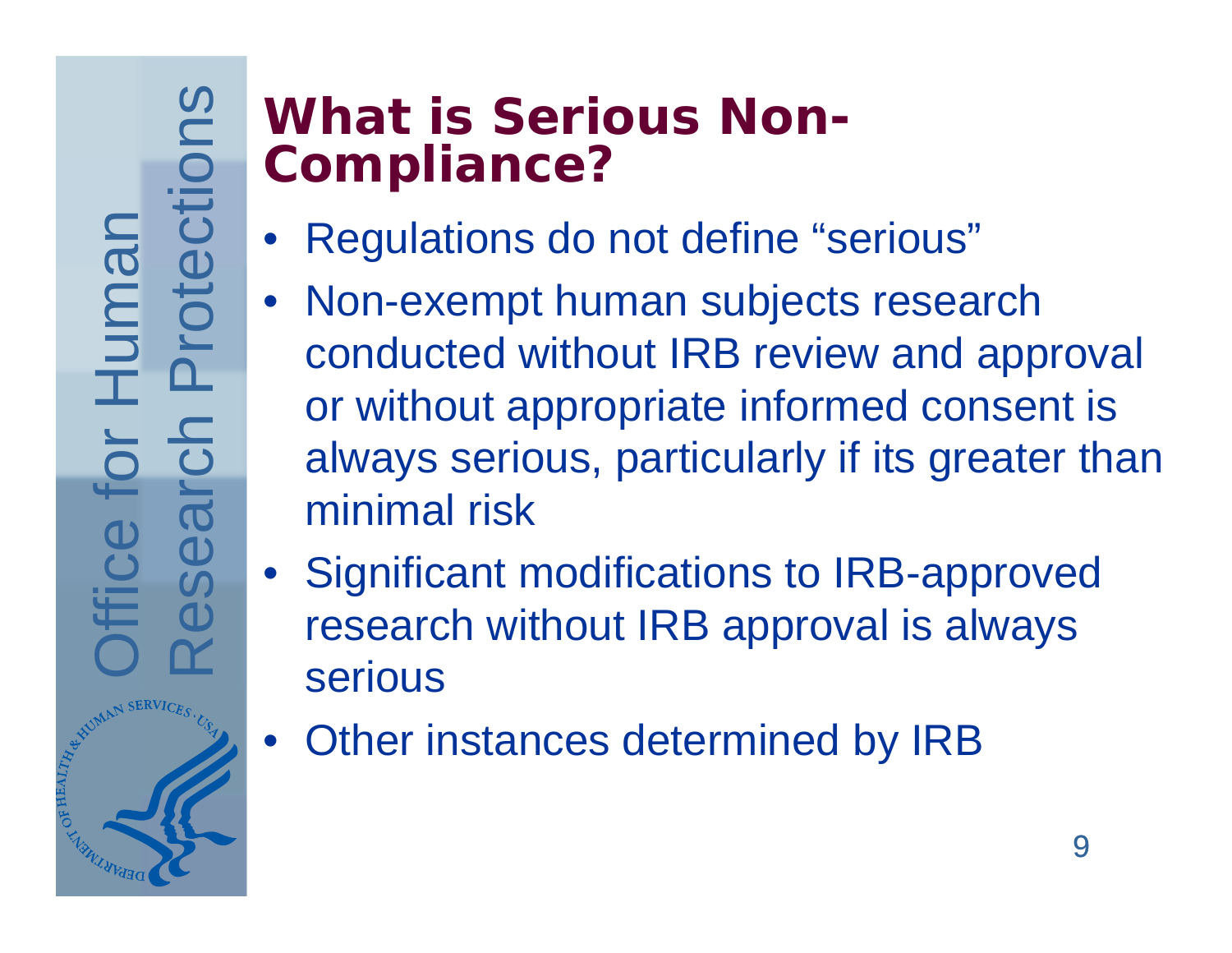# What is Serious Non-Compliance?

- Regulations do not define "serious"
- Non-exempt human subjects research conducted without IRB review and approval or without appropriate informed consent is always serious, particularly if its greater than minimal risk
- Significant modifications to IRB-approved research without IRB approval is always serious
- Other instances determined by IRB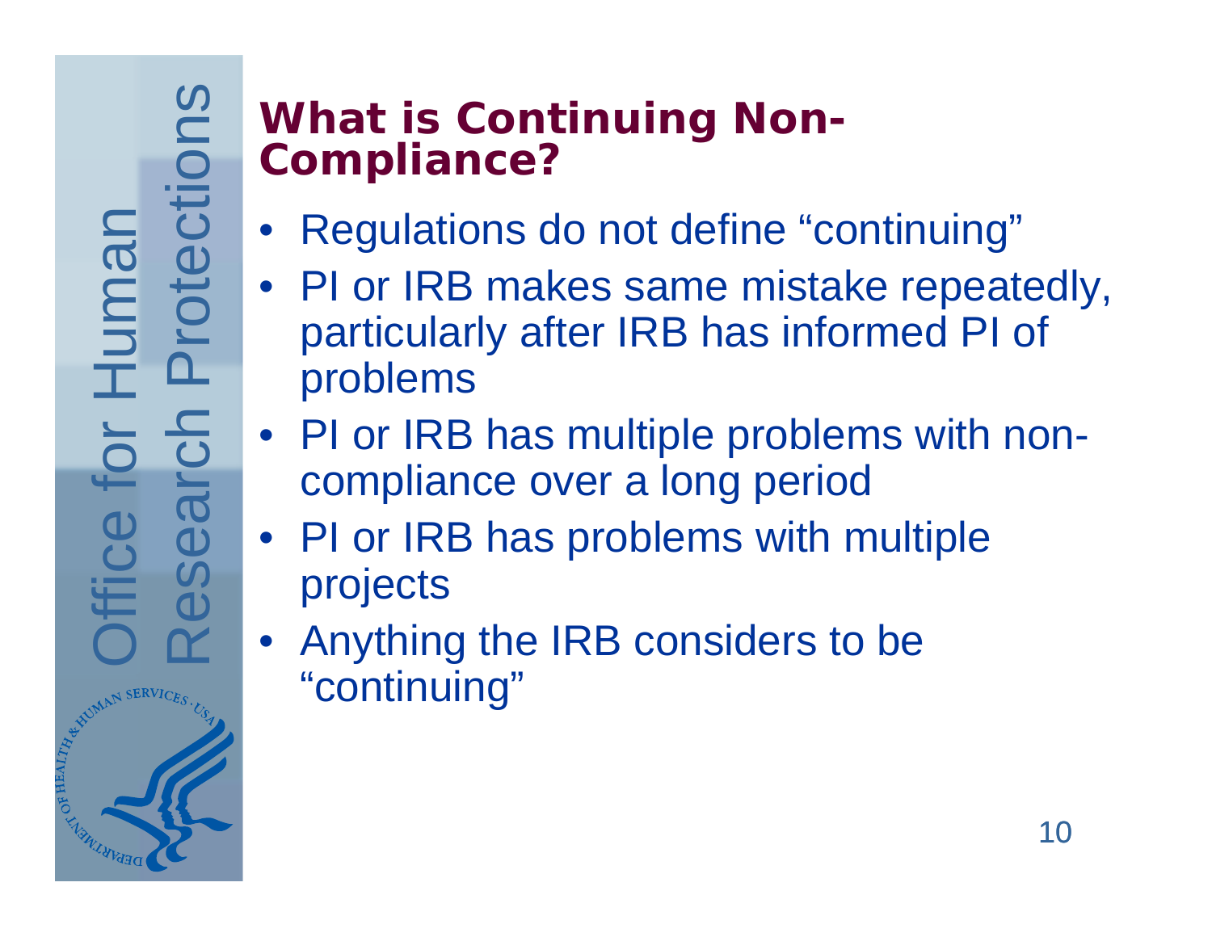# What is Continuing Non-Compliance?

- Regulations do not define "continuing"
- PI or IRB makes same mistake repeatedly, particularly after IRB has informed PI of problems
- PI or IRB has multiple problems with non-compliance over a long period
- PI or IRB has problems with multiple projects
- Anything the IRB considers to be "continuing"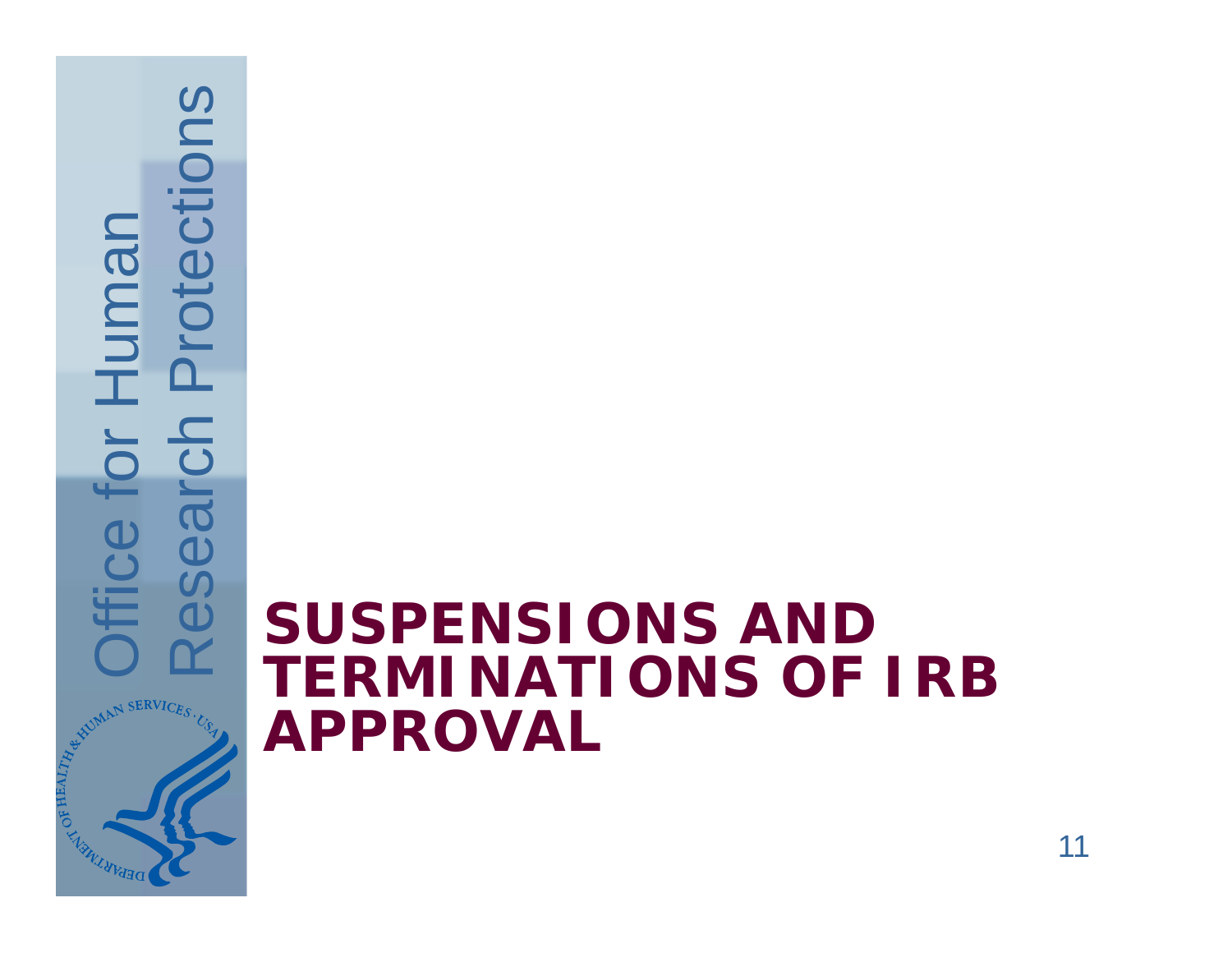# SUSPENSIONS AND TERMINATIONS OF IRB APPROVAL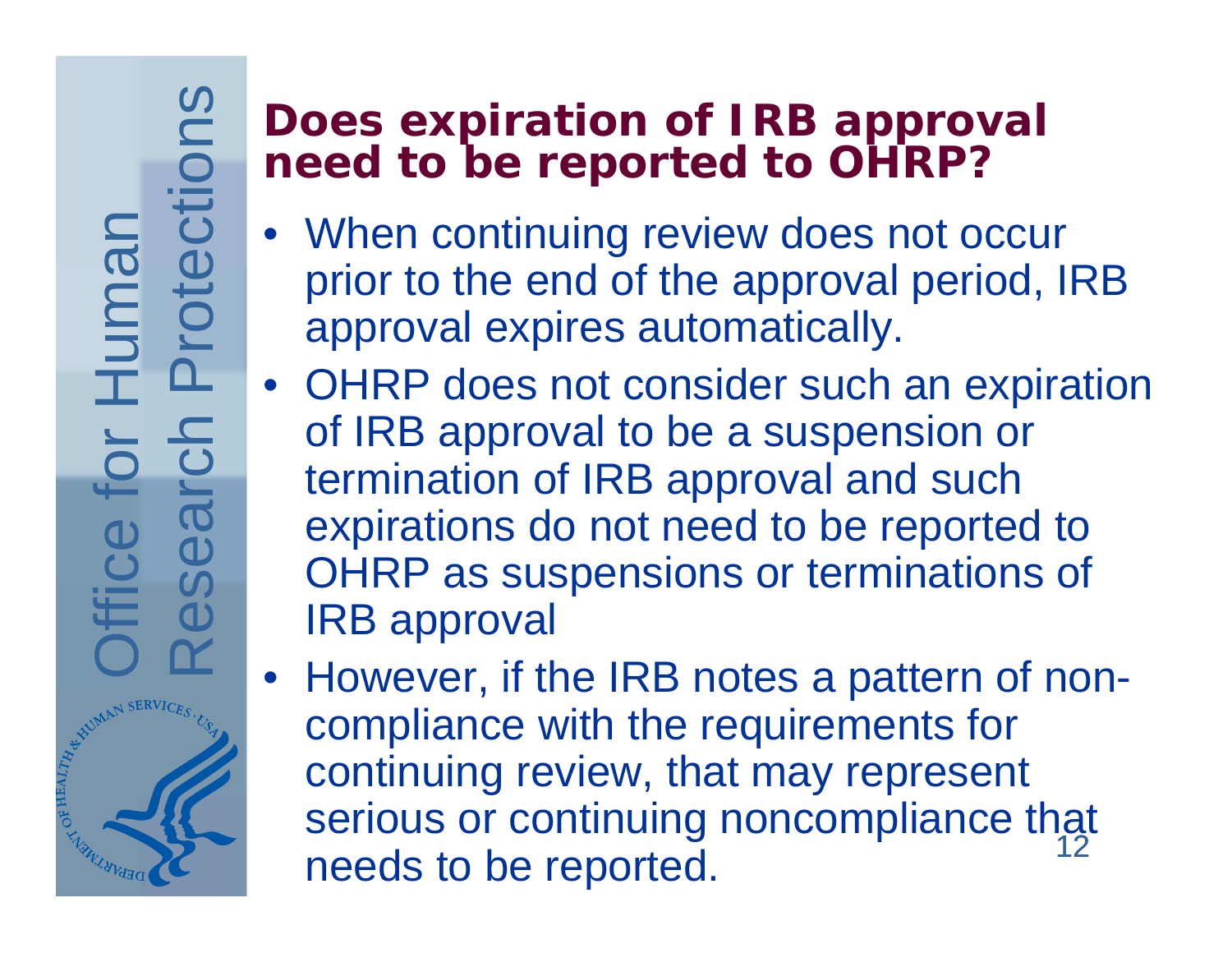## Does expiration of IRB approval need to be reported to OHRP?

- When continuing review does not occur prior to the end of the approval period, IRB approval expires automatically.
- OHRP does not consider such an expiration of IRB approval to be a suspension or termination of IRB approval and such expirations do not need to be reported to OHRP as suspensions or terminations of IRB approval
- However, if the IRB notes a pattern of non-compliance with the requirements for continuing review, that may represent serious or continuing noncompliance that needs to be reported.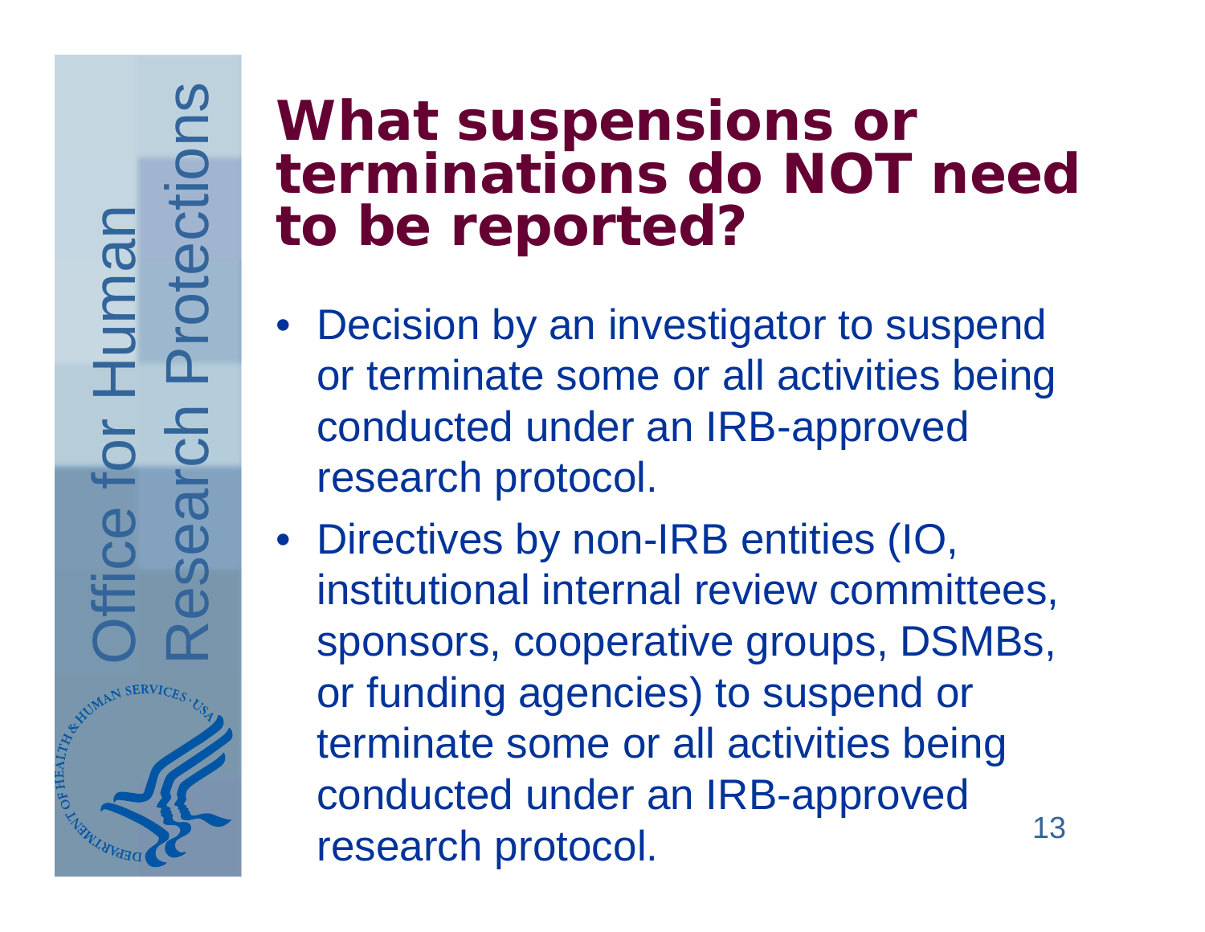# What suspensions or terminations do NOT need to be reported?

- Decision by an investigator to suspend or terminate some or all activities being conducted under an IRB-approved research protocol.
- Directives by non-IRB entities (IO, institutional internal review committees, sponsors, cooperative groups, DSMBs, or funding agencies) to suspend or terminate some or all activities being conducted under an IRB-approved research protocol.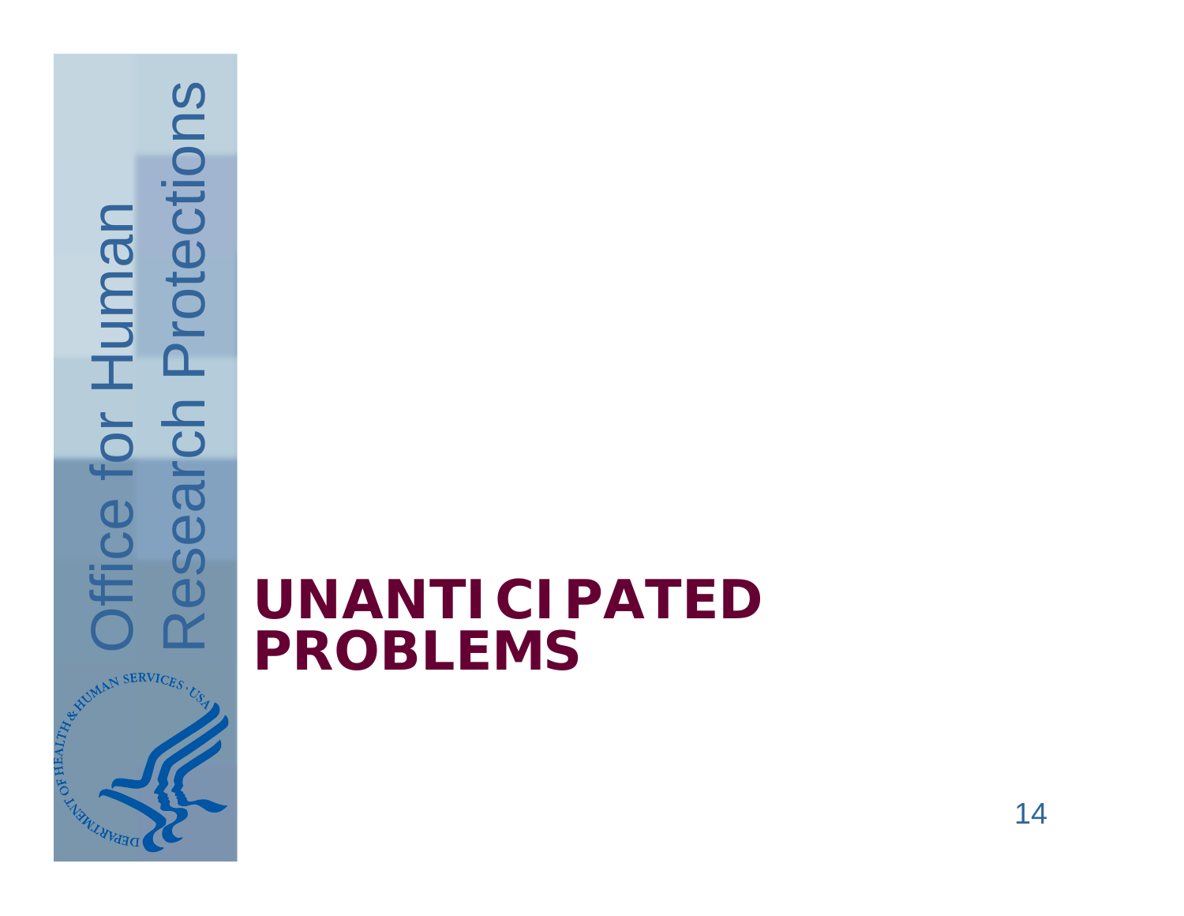# UNANTICIPATED PROBLEMS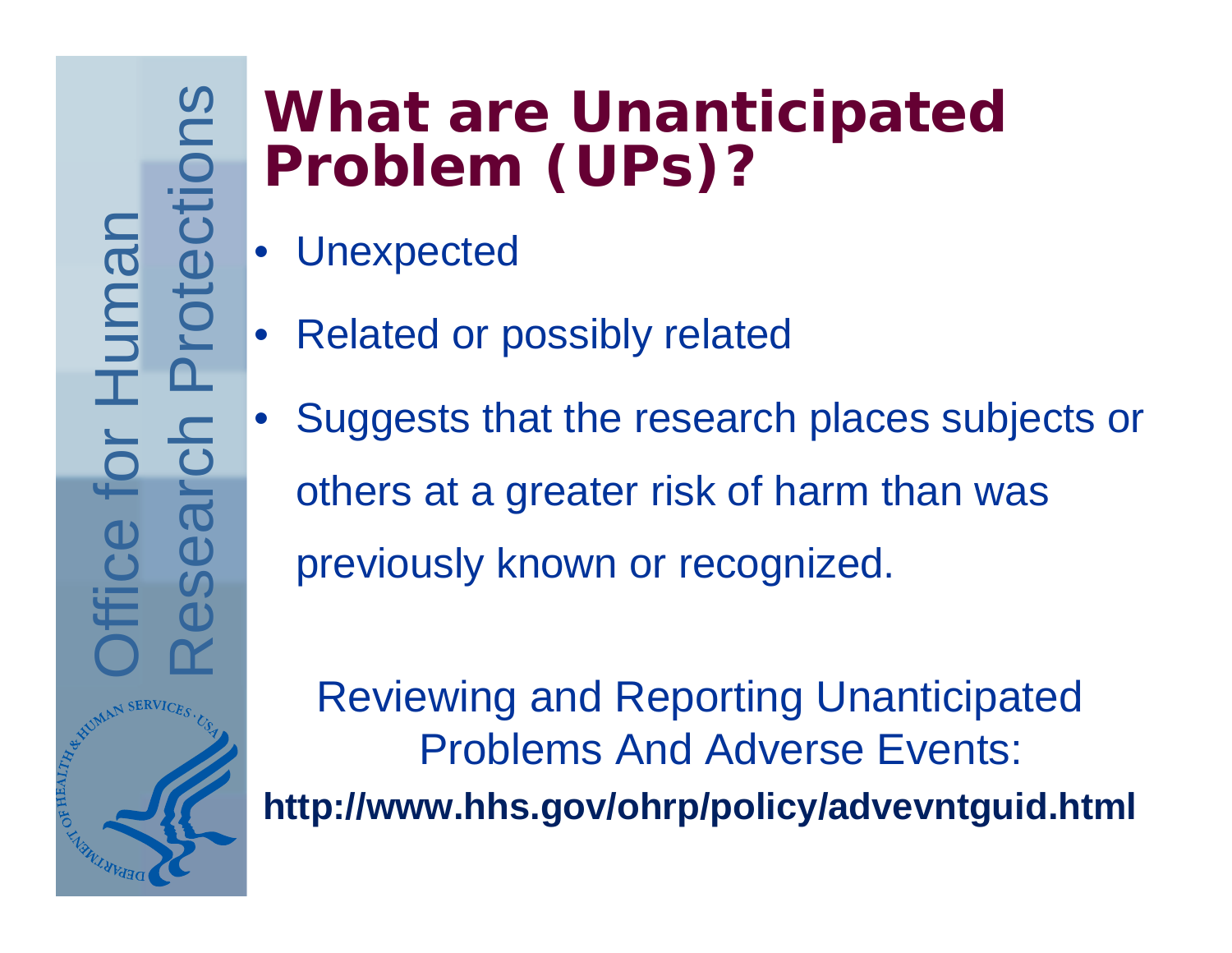# What are Unanticipated Problem (UPs)?

- Unexpected
- Related or possibly related
- Suggests that the research places subjects or others at a greater risk of harm than was previously known or recognized.

Reviewing and Reporting Unanticipated Problems And Adverse Events:

**http://www.hhs.gov/ohrp/policy/advevntguid.html**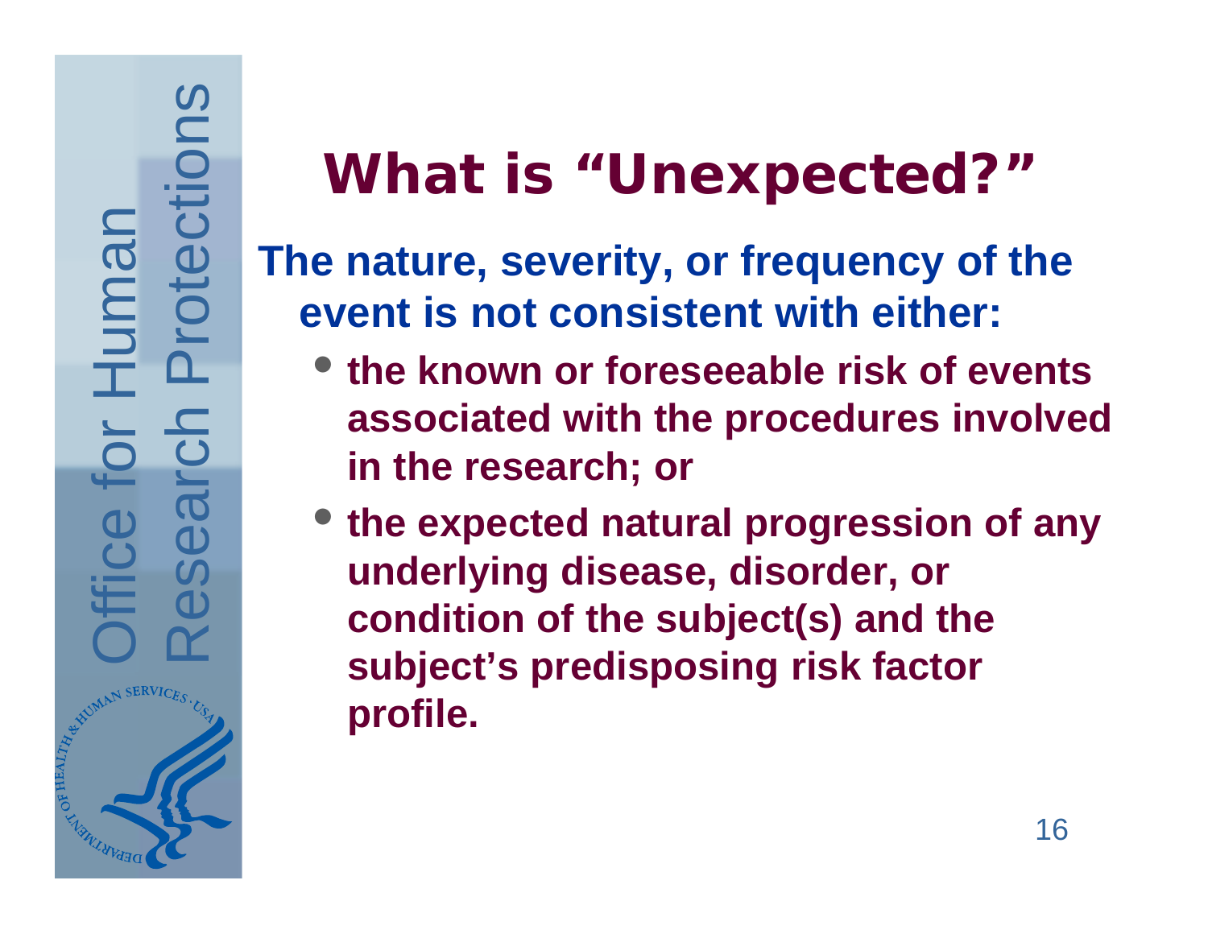# What is "Unexpected?"

**The nature, severity, or frequency of the event is not consistent with either:**

- **the known or foreseeable risk of events associated with the procedures involved in the research; or**
- **the expected natural progression of any underlying disease, disorder, or condition of the subject(s) and the subject's predisposing risk factor profile.**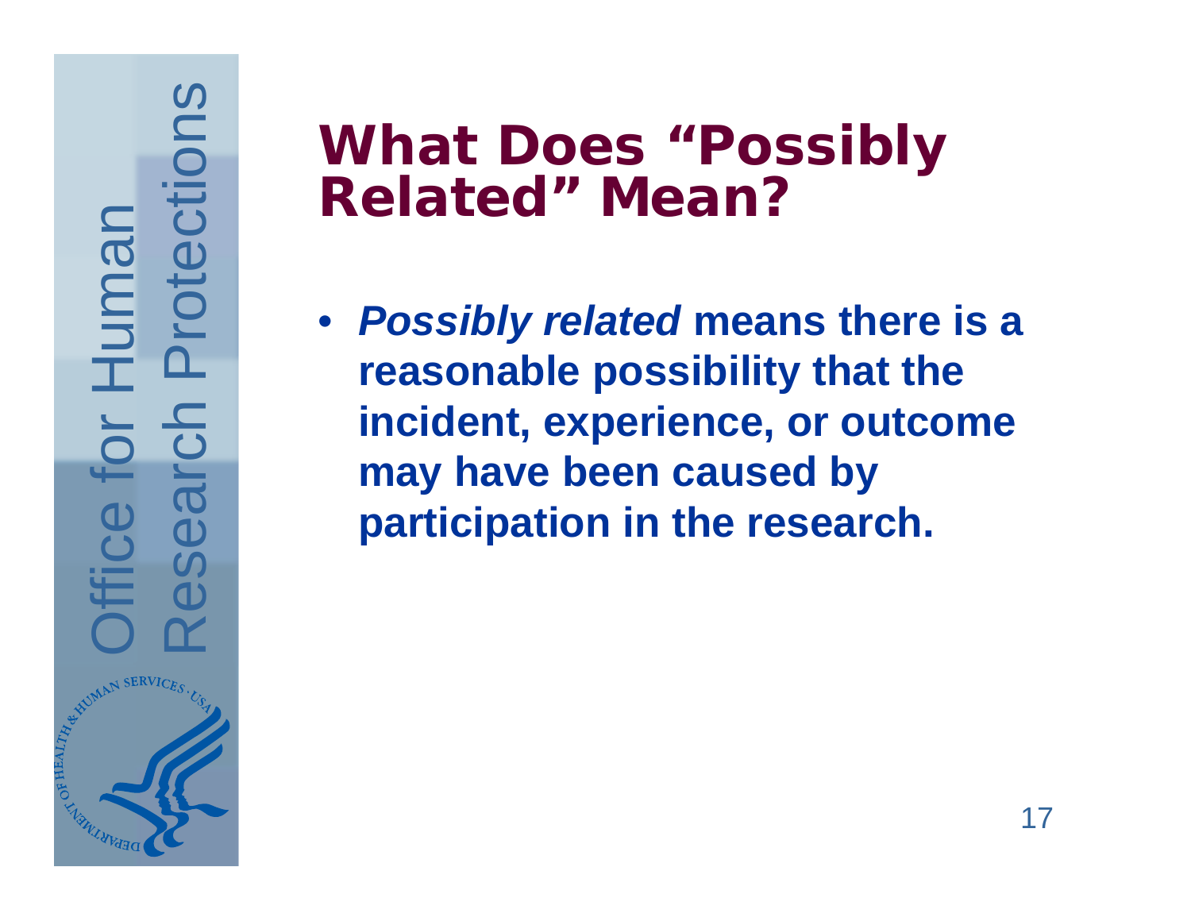# What Does "Possibly Related" Mean?

- ***Possibly related*** **means there is a reasonable possibility that the incident, experience, or outcome may have been caused by participation in the research.**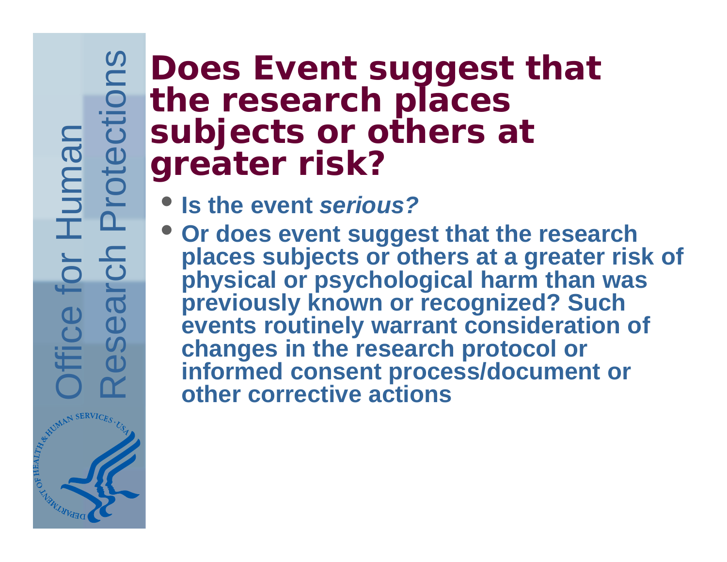# Does Event suggest that the research places subjects or others at greater risk?

- **Is the event *serious?***
- **Or does event suggest that the research places subjects or others at a greater risk of physical or psychological harm than was previously known or recognized? Such events routinely warrant consideration of changes in the research protocol or informed consent process/document or other corrective actions**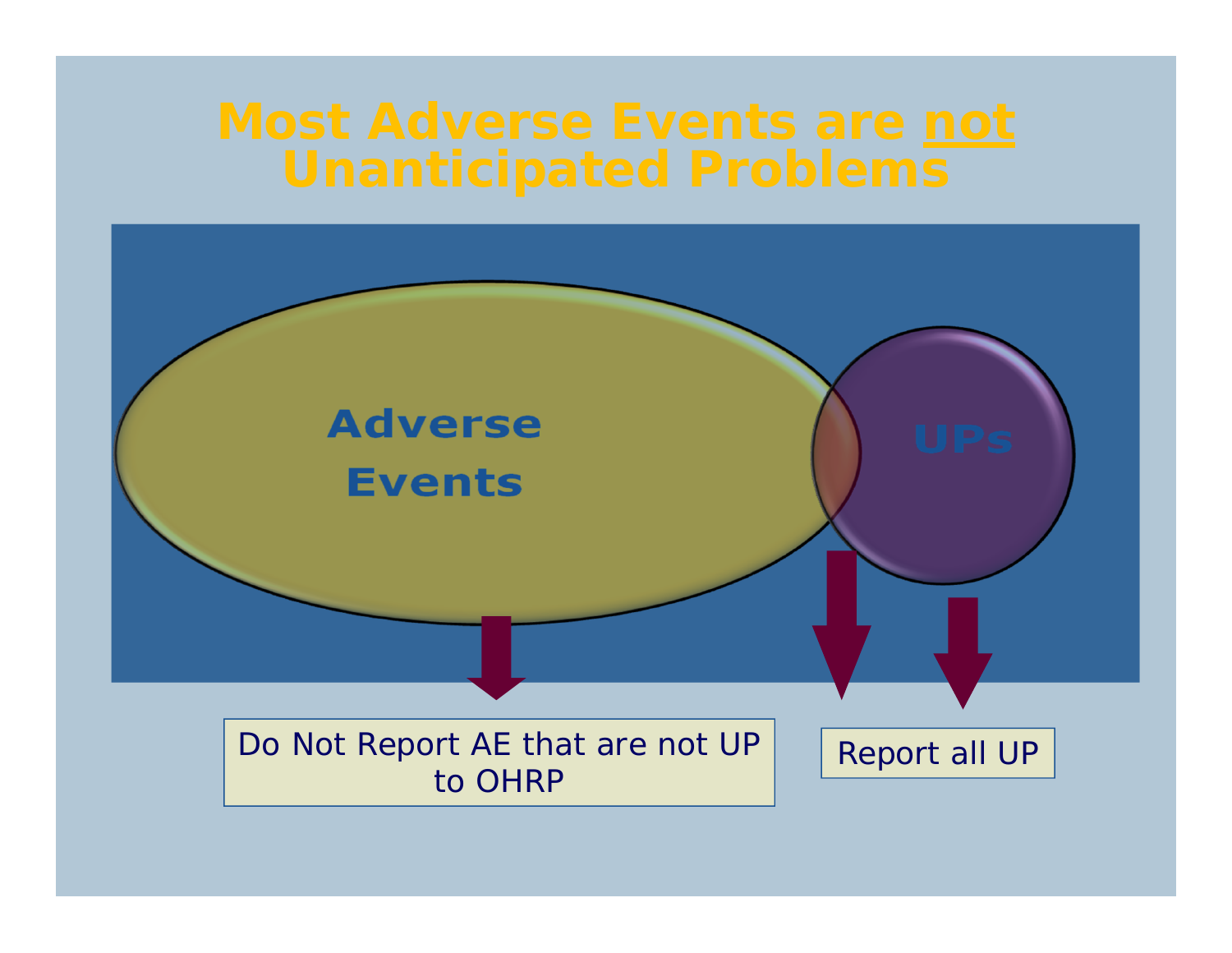# Most Adverse Events are <u>not</u> Unanticipated Problems

Adverse Events

UPs

Do Not Report AE that are not UP to OHRP

Report all UP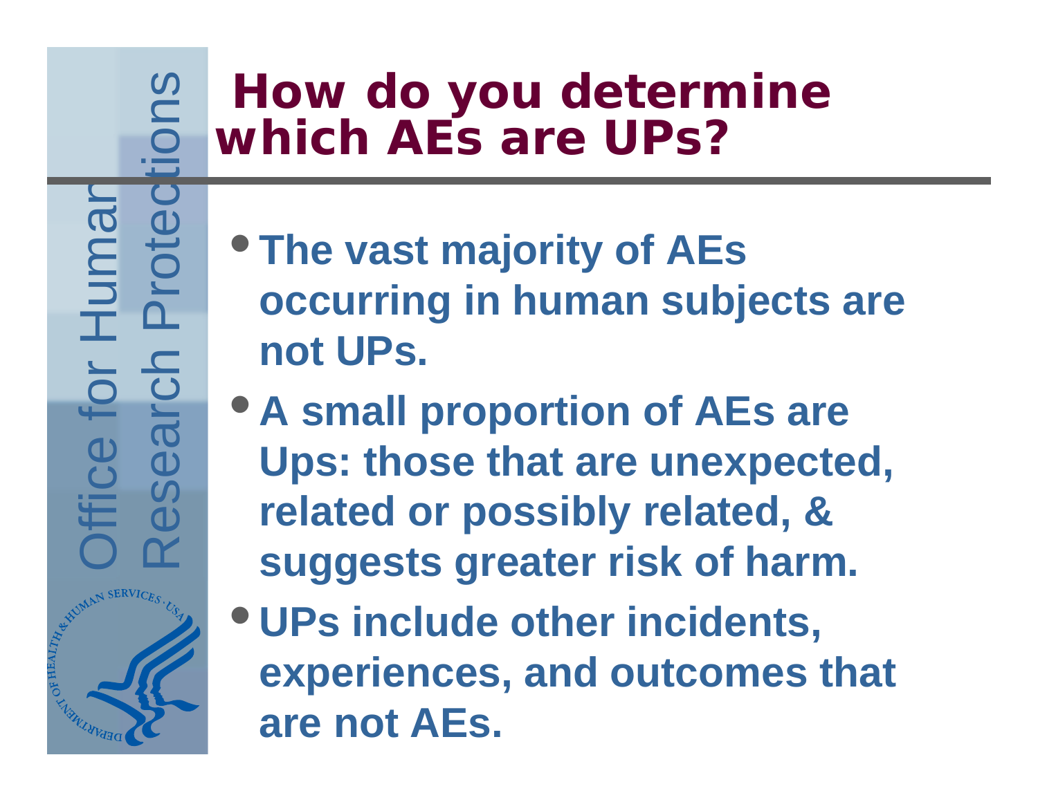# How do you determine which AEs are UPs?

- The vast majority of AEs occurring in human subjects are not UPs.
- A small proportion of AEs are Ups: those that are unexpected, related or possibly related, & suggests greater risk of harm.
- UPs include other incidents, experiences, and outcomes that are not AEs.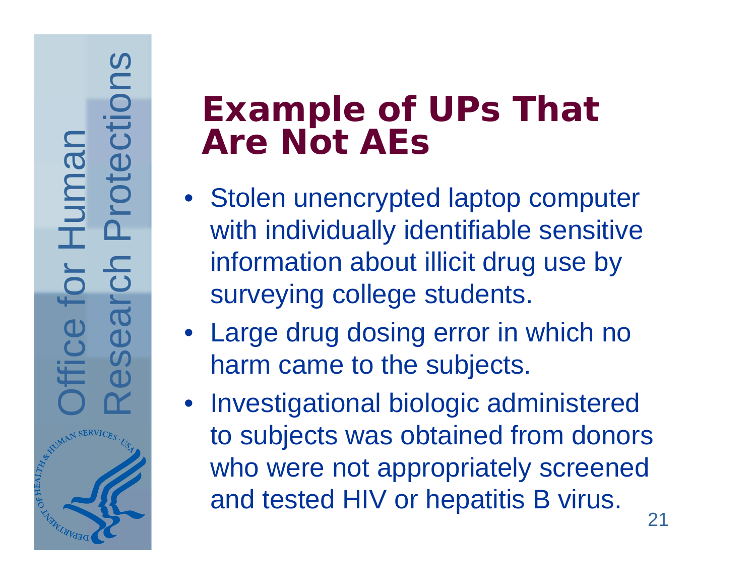# Example of UPs That Are Not AEs

- Stolen unencrypted laptop computer with individually identifiable sensitive information about illicit drug use by surveying college students.
- Large drug dosing error in which no harm came to the subjects.
- Investigational biologic administered to subjects was obtained from donors who were not appropriately screened and tested HIV or hepatitis B virus.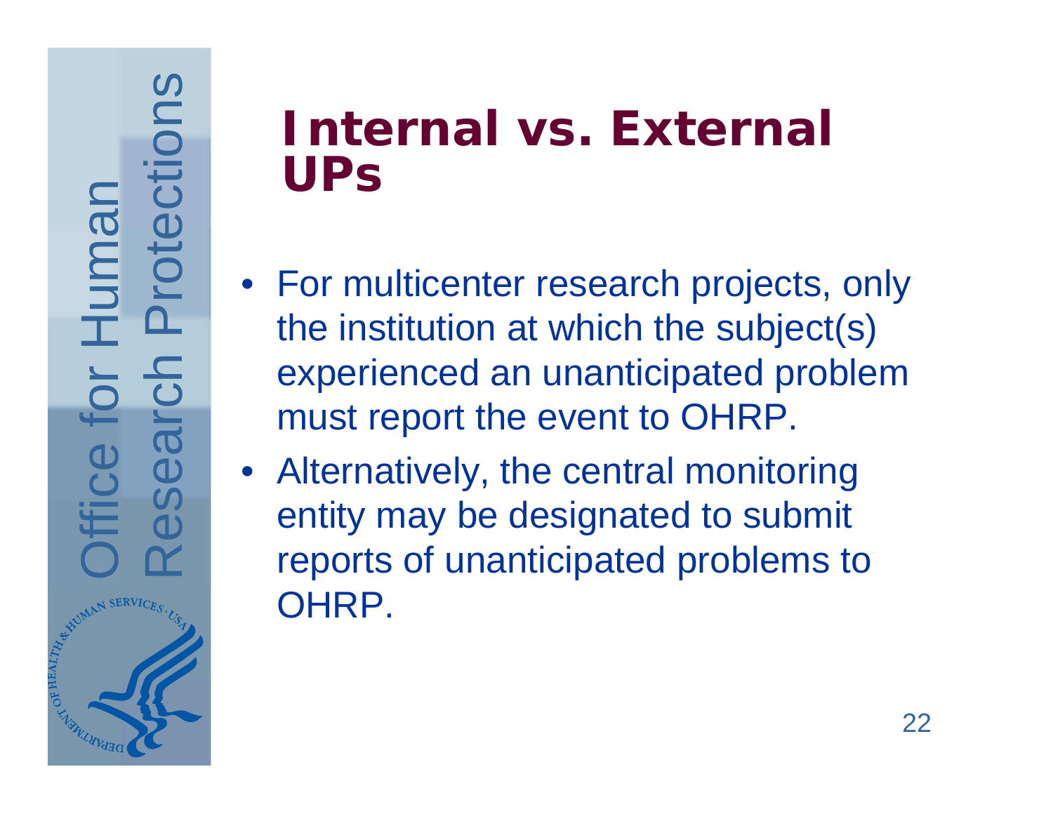# Internal vs. External UPs

- For multicenter research projects, only the institution at which the subject(s) experienced an unanticipated problem must report the event to OHRP.
- Alternatively, the central monitoring entity may be designated to submit reports of unanticipated problems to OHRP.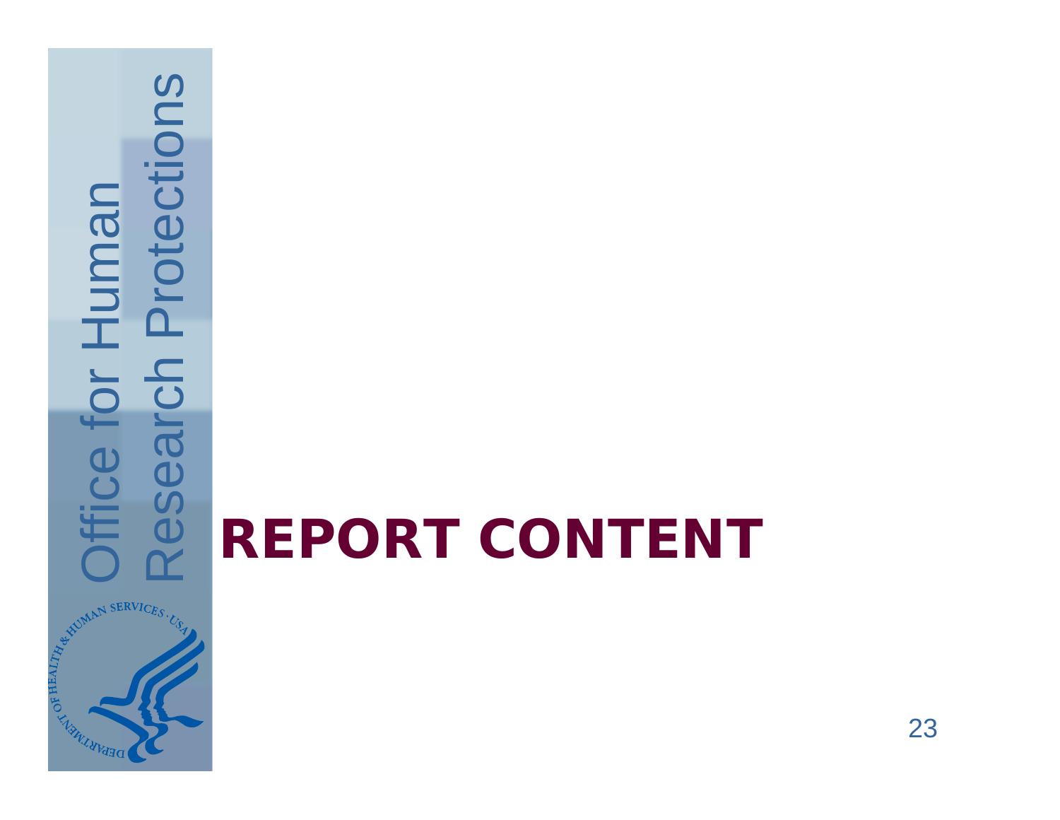# REPORT CONTENT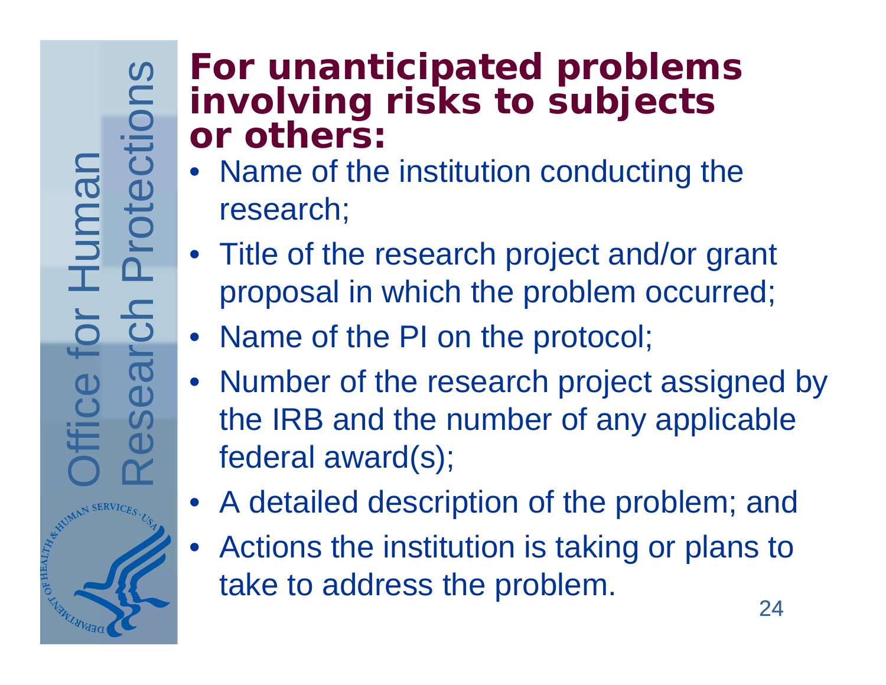## For unanticipated problems involving risks to subjects or others:

- Name of the institution conducting the research;
- Title of the research project and/or grant proposal in which the problem occurred;
- Name of the PI on the protocol;
- Number of the research project assigned by the IRB and the number of any applicable federal award(s);
- A detailed description of the problem; and
- Actions the institution is taking or plans to take to address the problem.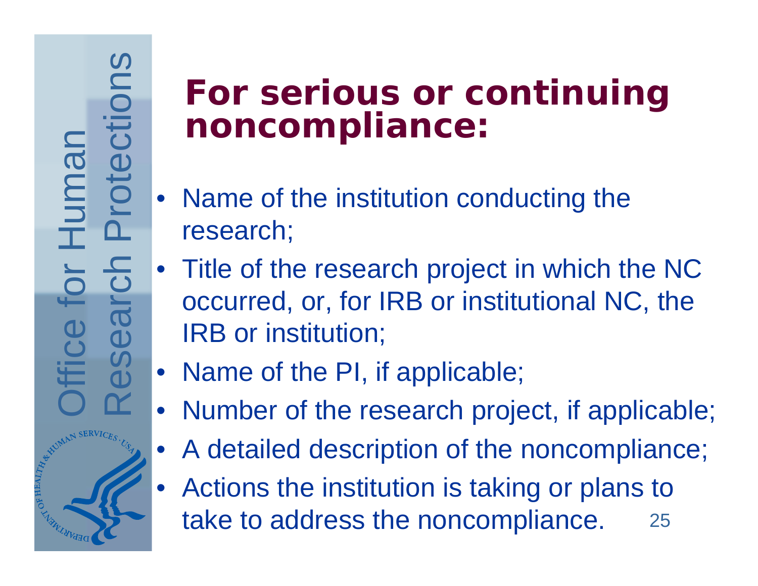# For serious or continuing noncompliance:

- Name of the institution conducting the research;
- Title of the research project in which the NC occurred, or, for IRB or institutional NC, the IRB or institution;
- Name of the PI, if applicable;
- Number of the research project, if applicable;
- A detailed description of the noncompliance;
- Actions the institution is taking or plans to take to address the noncompliance.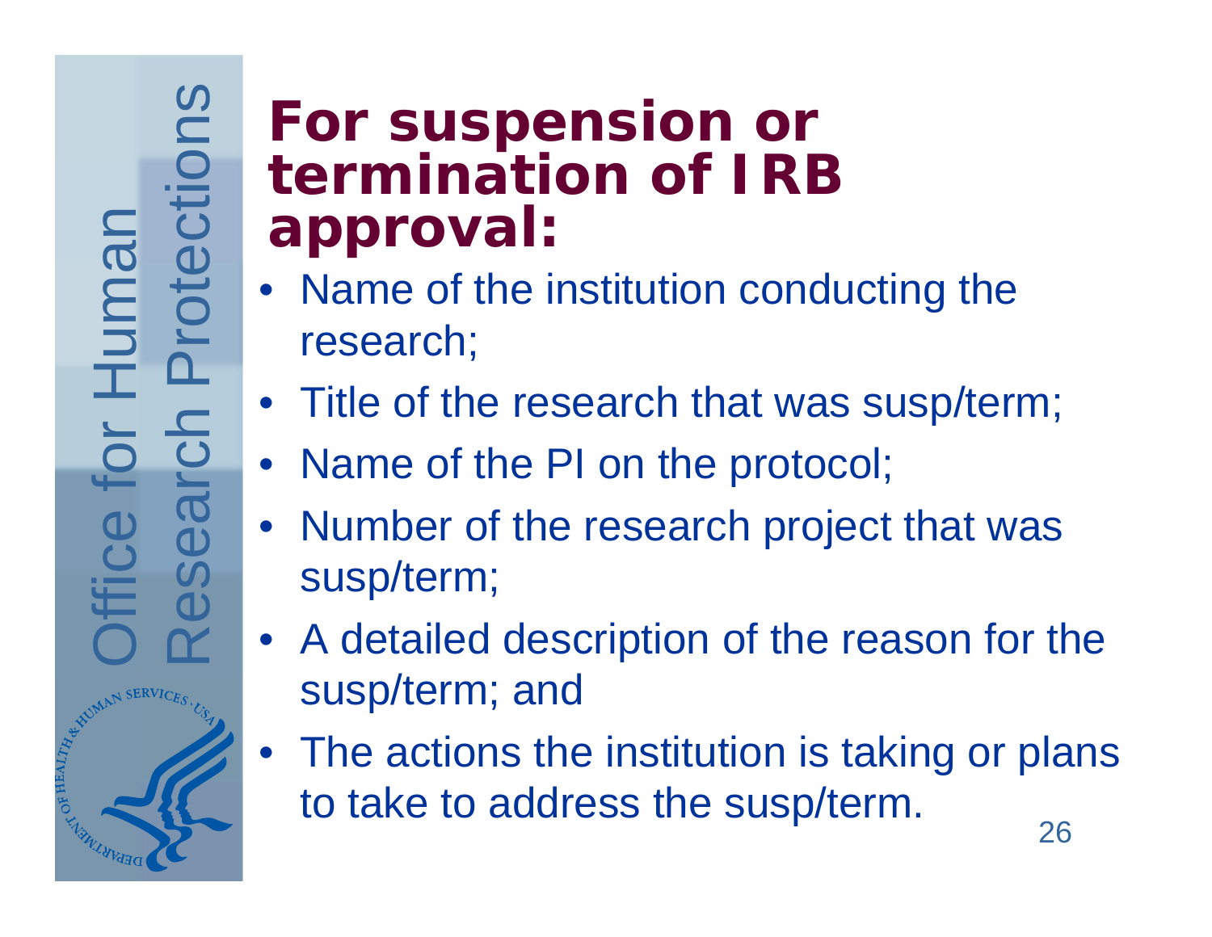# For suspension or termination of IRB approval:

- Name of the institution conducting the research;
- Title of the research that was susp/term;
- Name of the PI on the protocol;
- Number of the research project that was susp/term;
- A detailed description of the reason for the susp/term; and
- The actions the institution is taking or plans to take to address the susp/term.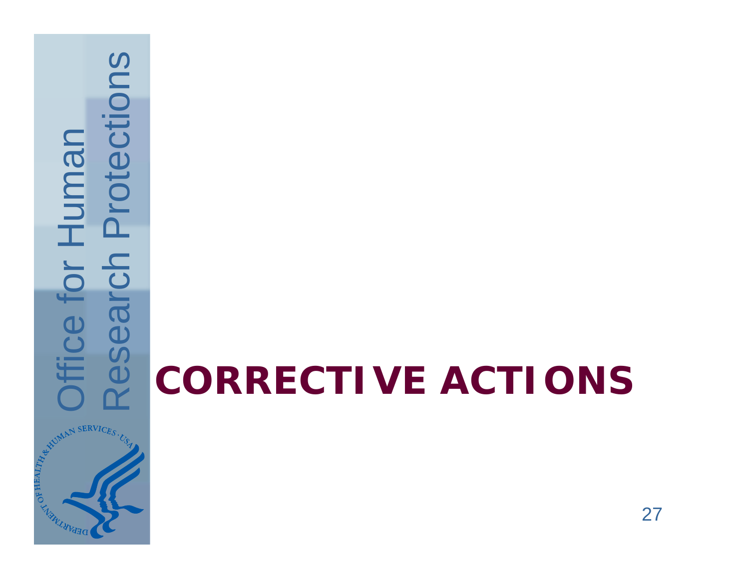# CORRECTIVE ACTIONS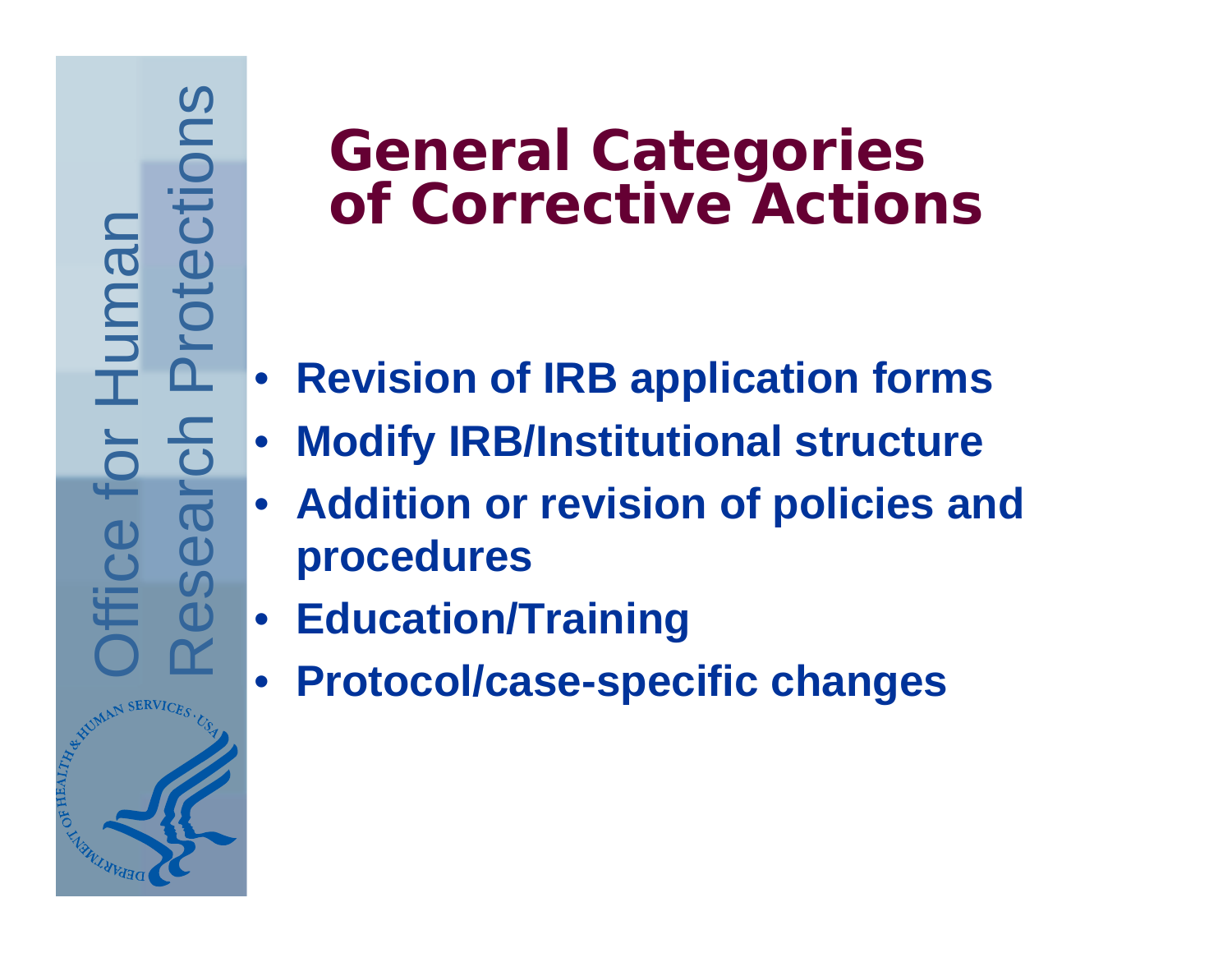# General Categories of Corrective Actions

- **Revision of IRB application forms**
- **Modify IRB/Institutional structure**
- **Addition or revision of policies and procedures**
- **Education/Training**
- **Protocol/case-specific changes**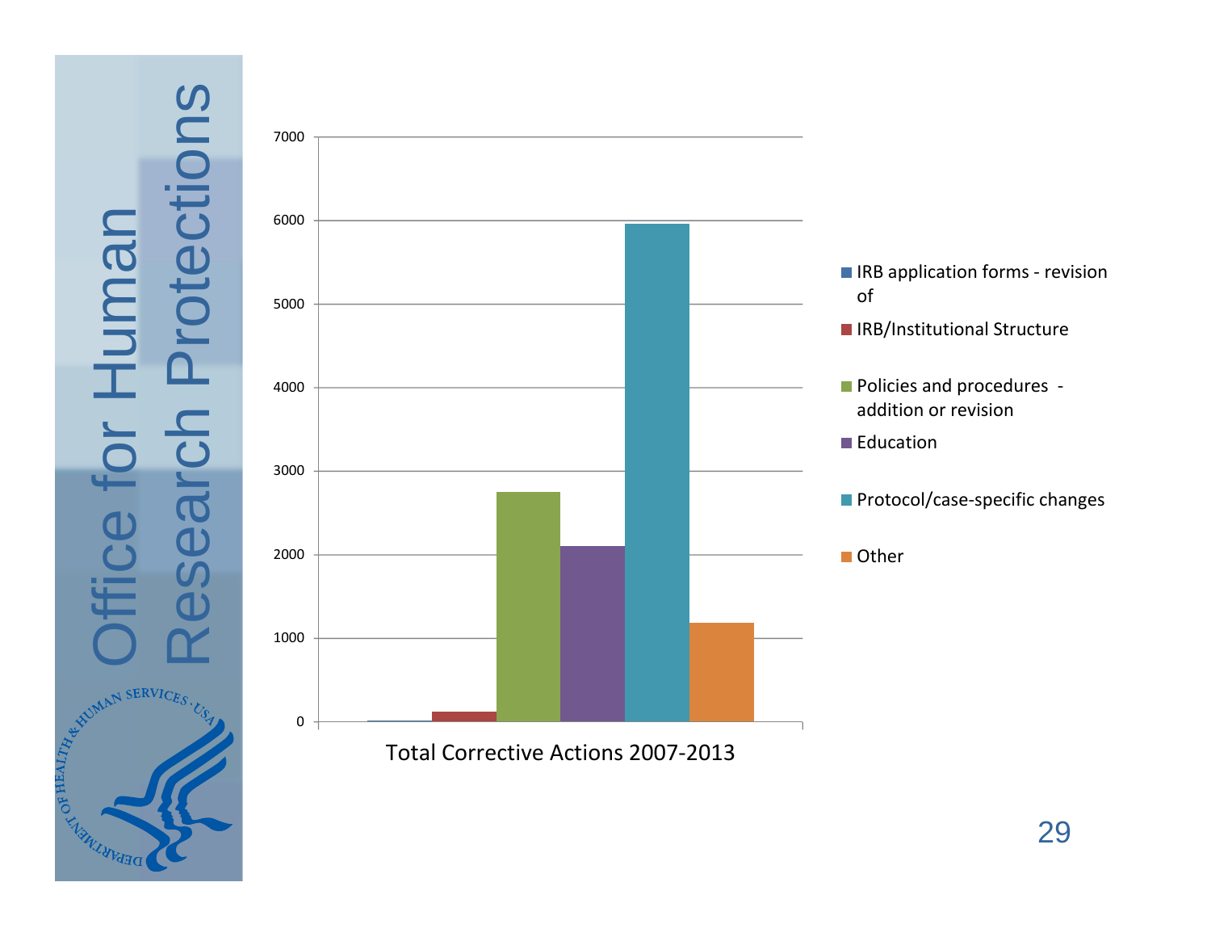Office for Human Research Protections

Total Corrective Actions 2007-2013

| Category | Total Corrective Actions 2007-2013 |
| --- | --- |
| IRB application forms - revision of | ~10 |
| IRB/Institutional Structure | ~120 |
| Policies and procedures - addition or revision | ~2750 |
| Education | ~2100 |
| Protocol/case-specific changes | ~5950 |
| Other | ~1180 |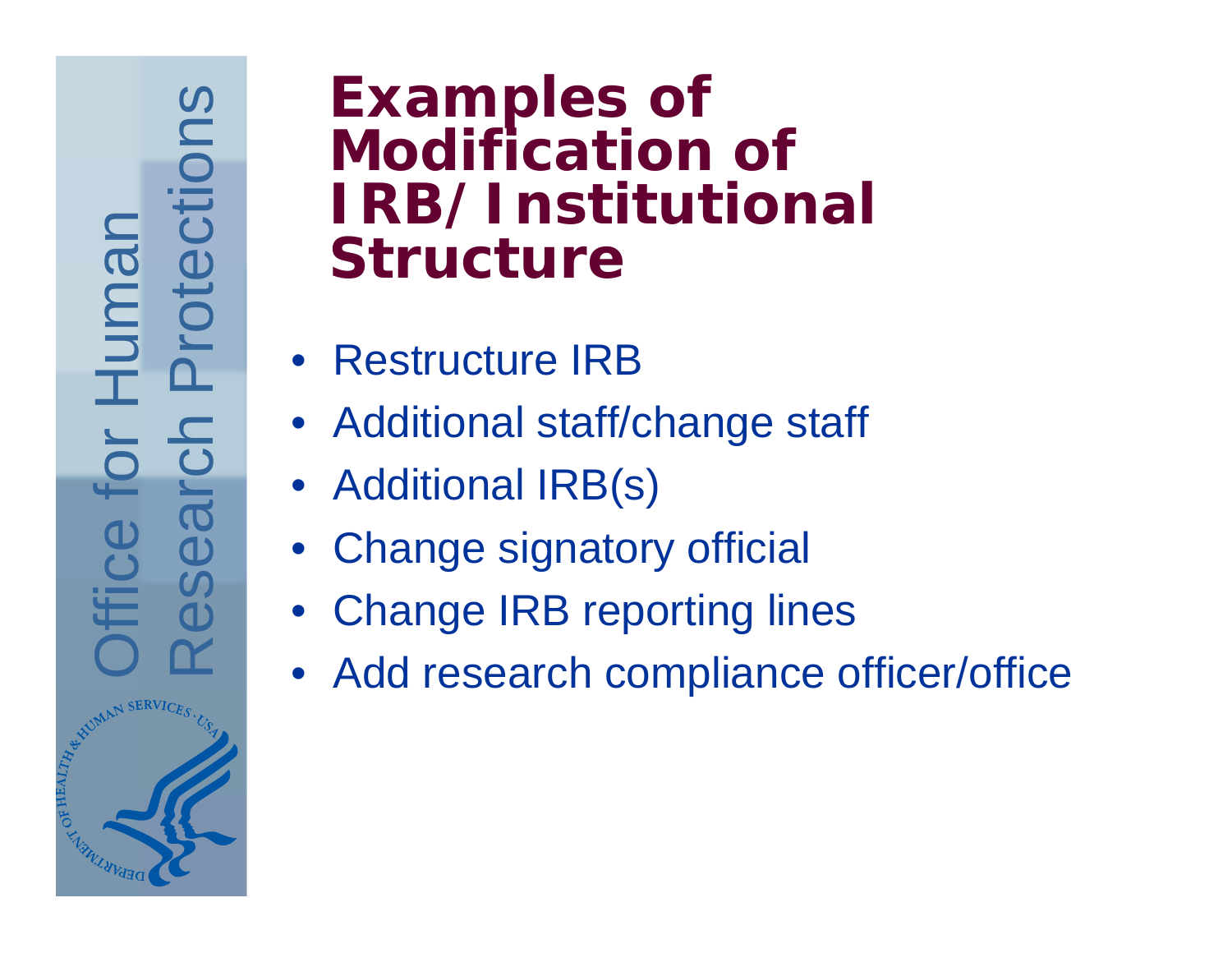# Examples of Modification of IRB/Institutional Structure

- Restructure IRB
- Additional staff/change staff
- Additional IRB(s)
- Change signatory official
- Change IRB reporting lines
- Add research compliance officer/office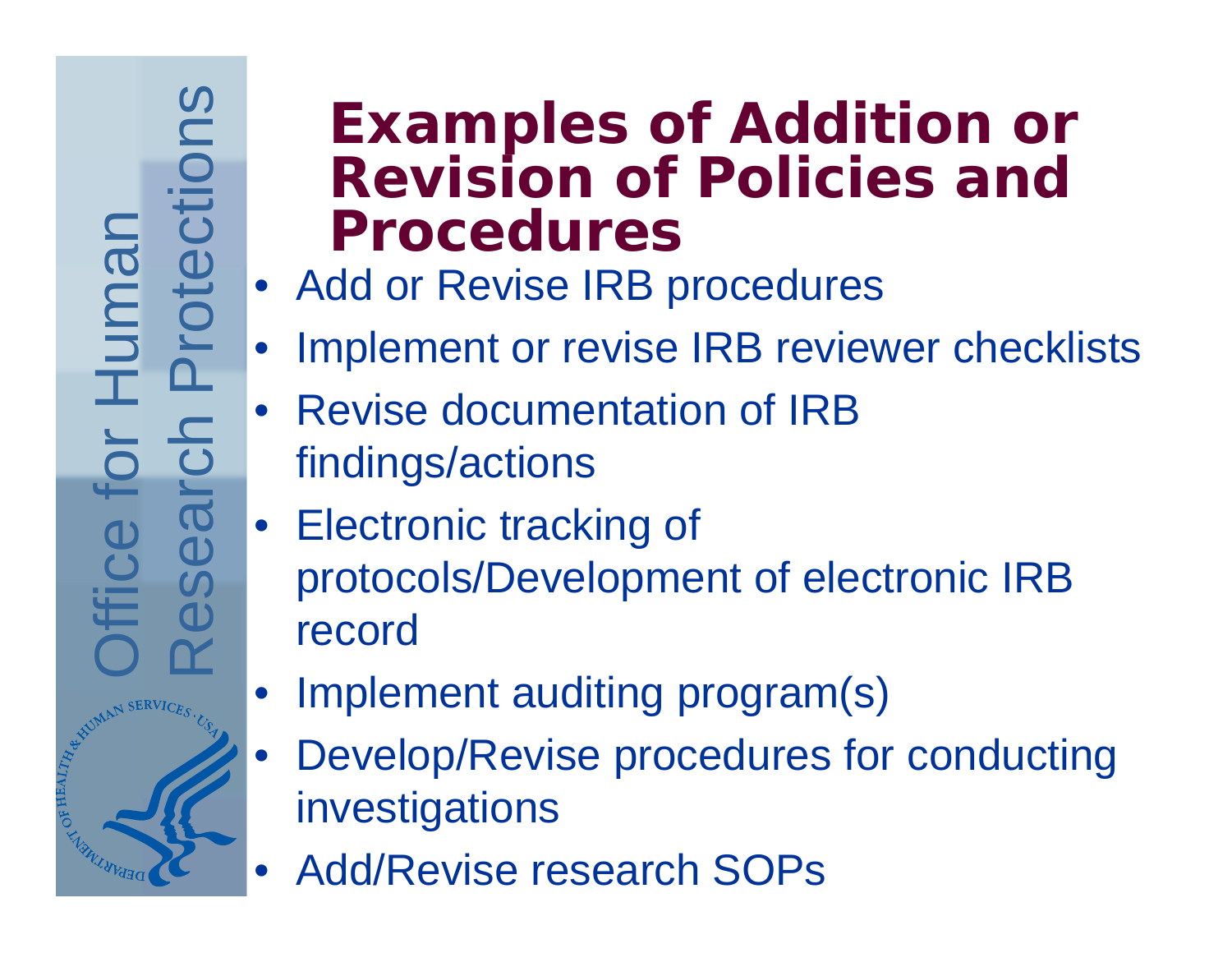# Examples of Addition or Revision of Policies and Procedures

- Add or Revise IRB procedures
- Implement or revise IRB reviewer checklists
- Revise documentation of IRB findings/actions
- Electronic tracking of protocols/Development of electronic IRB record
- Implement auditing program(s)
- Develop/Revise procedures for conducting investigations
- Add/Revise research SOPs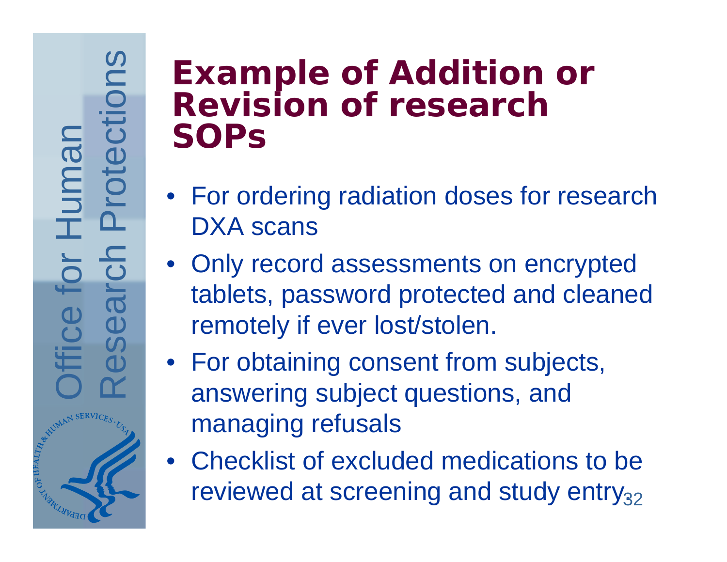# Example of Addition or Revision of research SOPs

- For ordering radiation doses for research DXA scans
- Only record assessments on encrypted tablets, password protected and cleaned remotely if ever lost/stolen.
- For obtaining consent from subjects, answering subject questions, and managing refusals
- Checklist of excluded medications to be reviewed at screening and study entry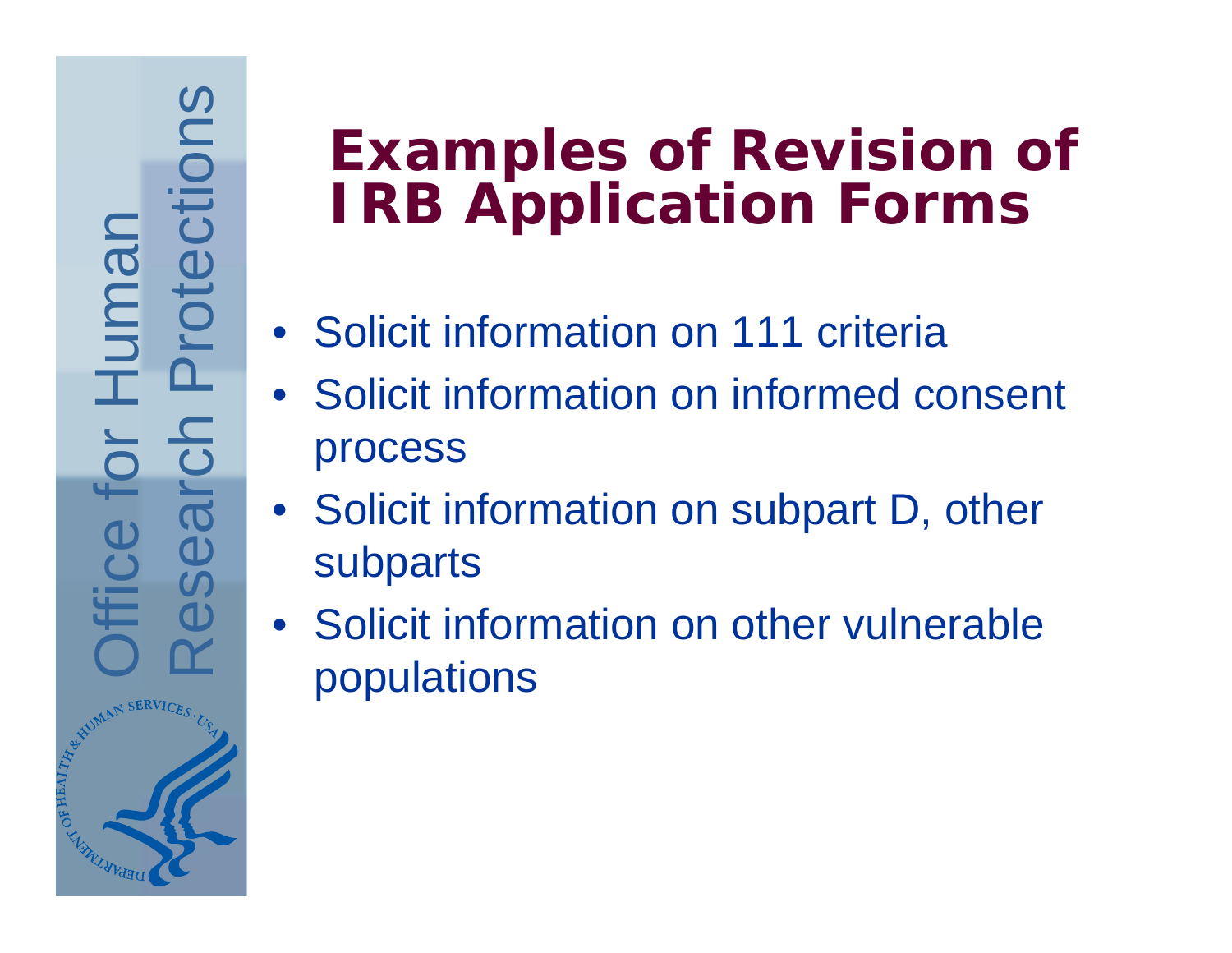# Examples of Revision of IRB Application Forms

- Solicit information on 111 criteria
- Solicit information on informed consent process
- Solicit information on subpart D, other subparts
- Solicit information on other vulnerable populations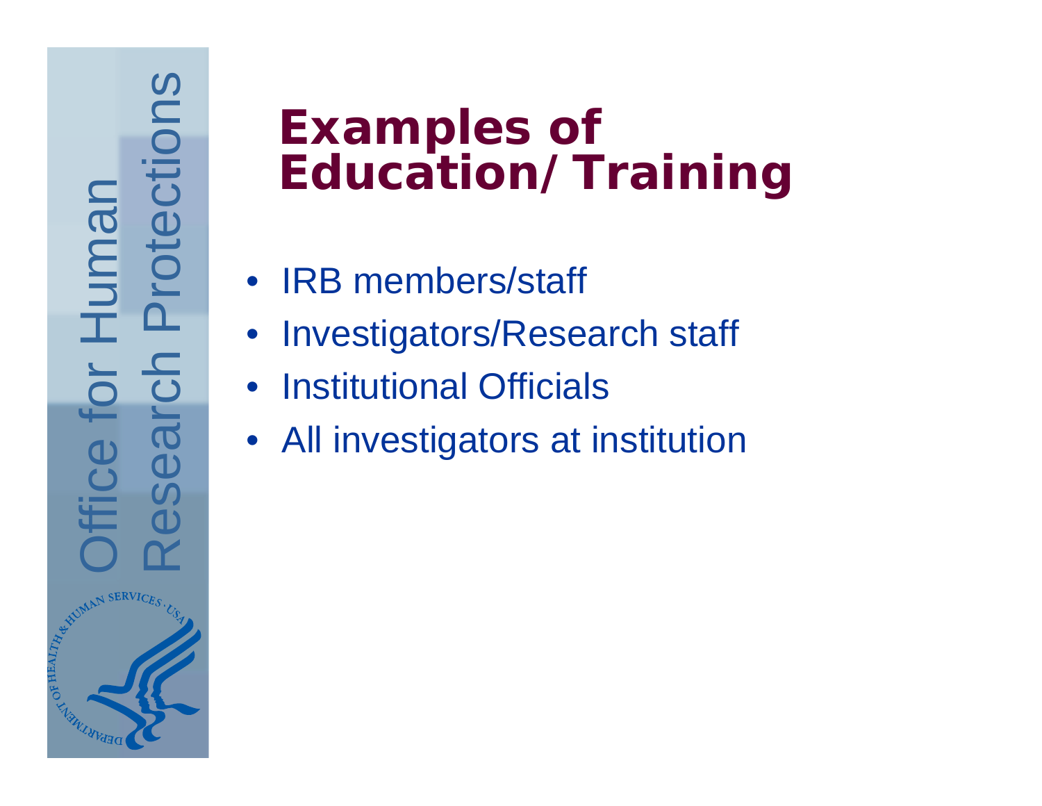# Examples of Education/Training

- IRB members/staff
- Investigators/Research staff
- Institutional Officials
- All investigators at institution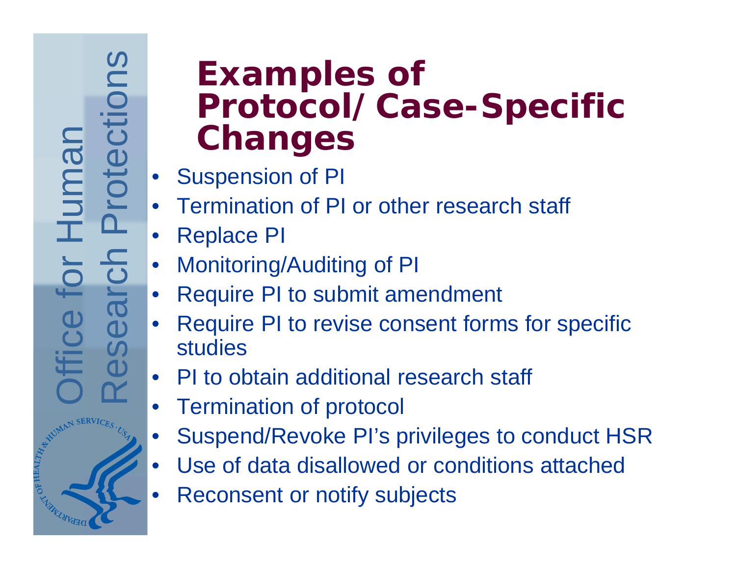# Examples of Protocol/ Case-Specific Changes

- Suspension of PI
- Termination of PI or other research staff
- Replace PI
- Monitoring/Auditing of PI
- Require PI to submit amendment
- Require PI to revise consent forms for specific studies
- PI to obtain additional research staff
- Termination of protocol
- Suspend/Revoke PI's privileges to conduct HSR
- Use of data disallowed or conditions attached
- Reconsent or notify subjects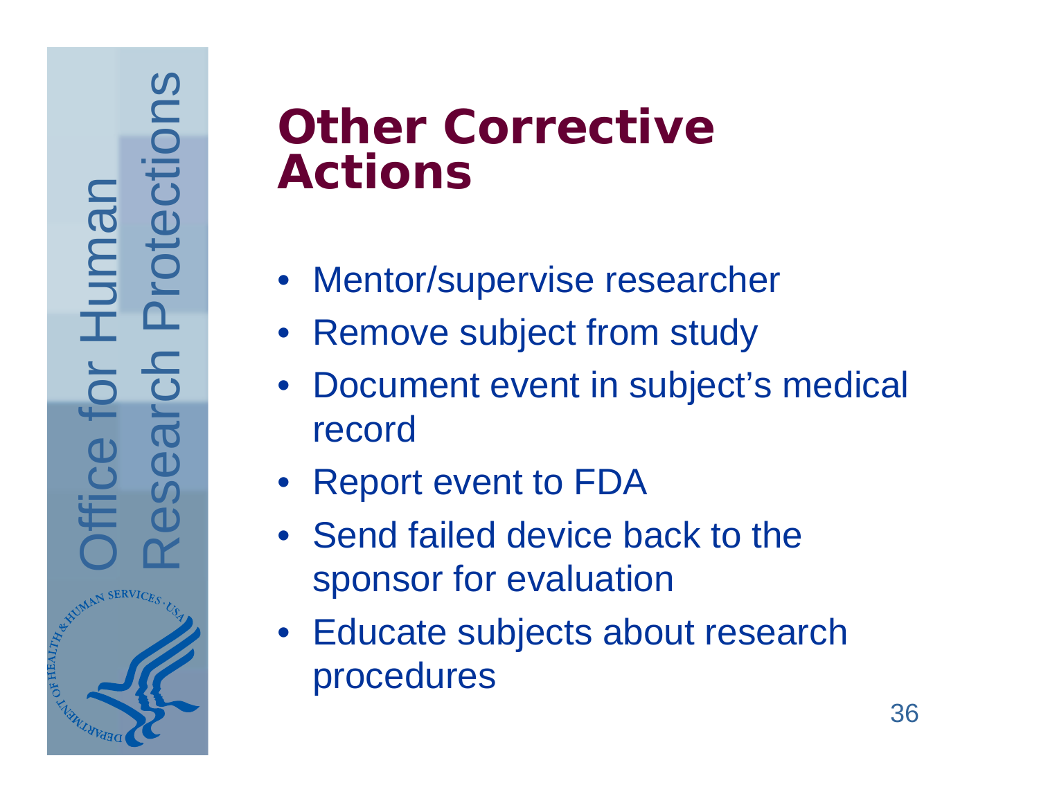# Other Corrective Actions

- Mentor/supervise researcher
- Remove subject from study
- Document event in subject's medical record
- Report event to FDA
- Send failed device back to the sponsor for evaluation
- Educate subjects about research procedures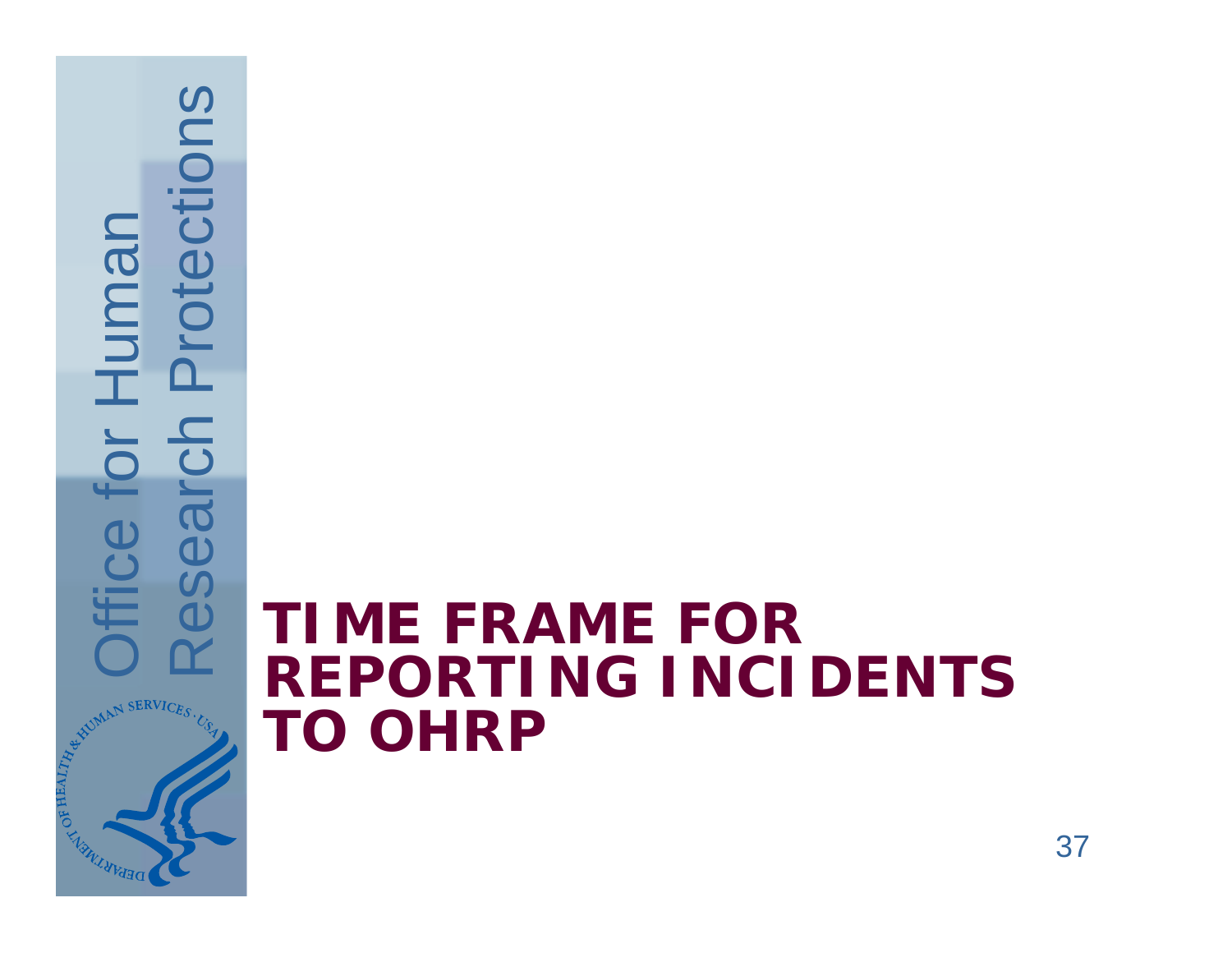# TIME FRAME FOR REPORTING INCIDENTS TO OHRP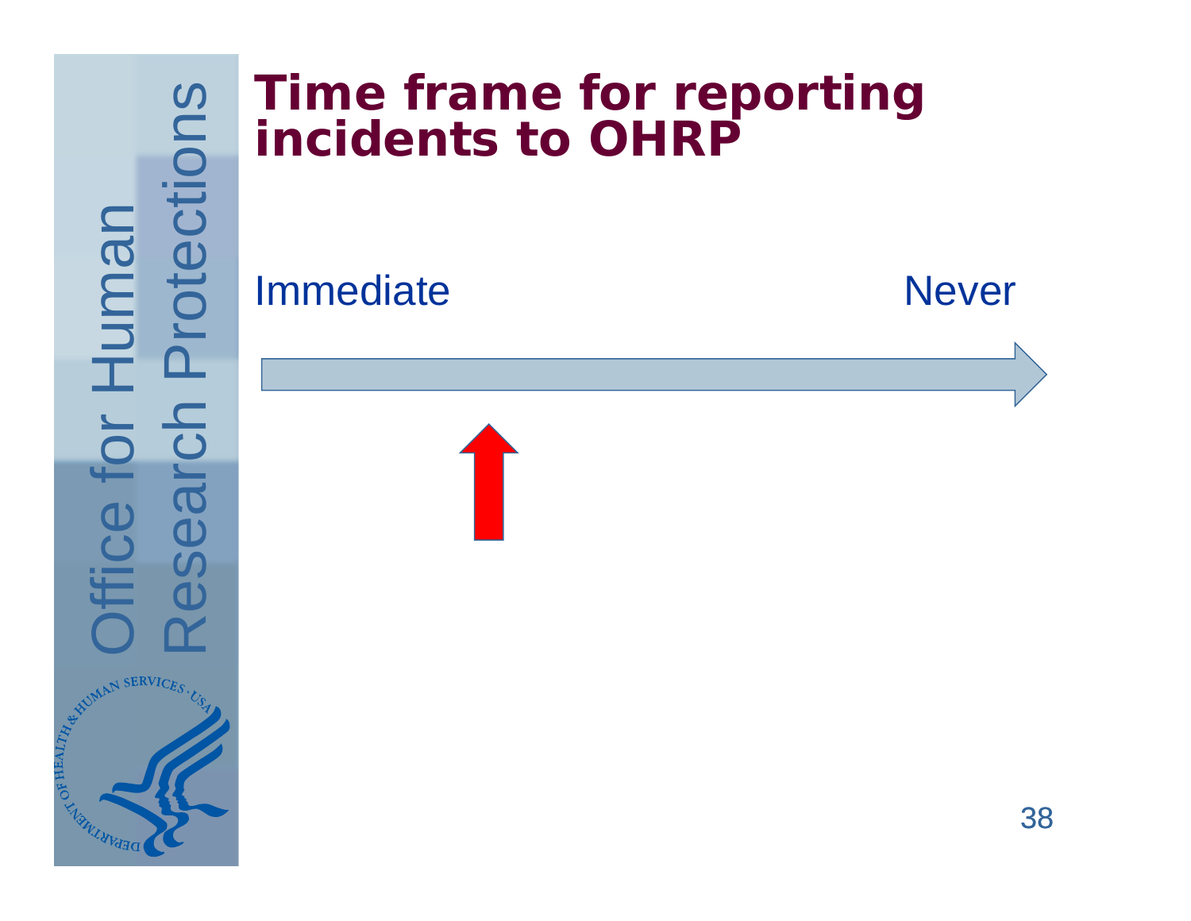# Time frame for reporting incidents to OHRP

Immediate

Never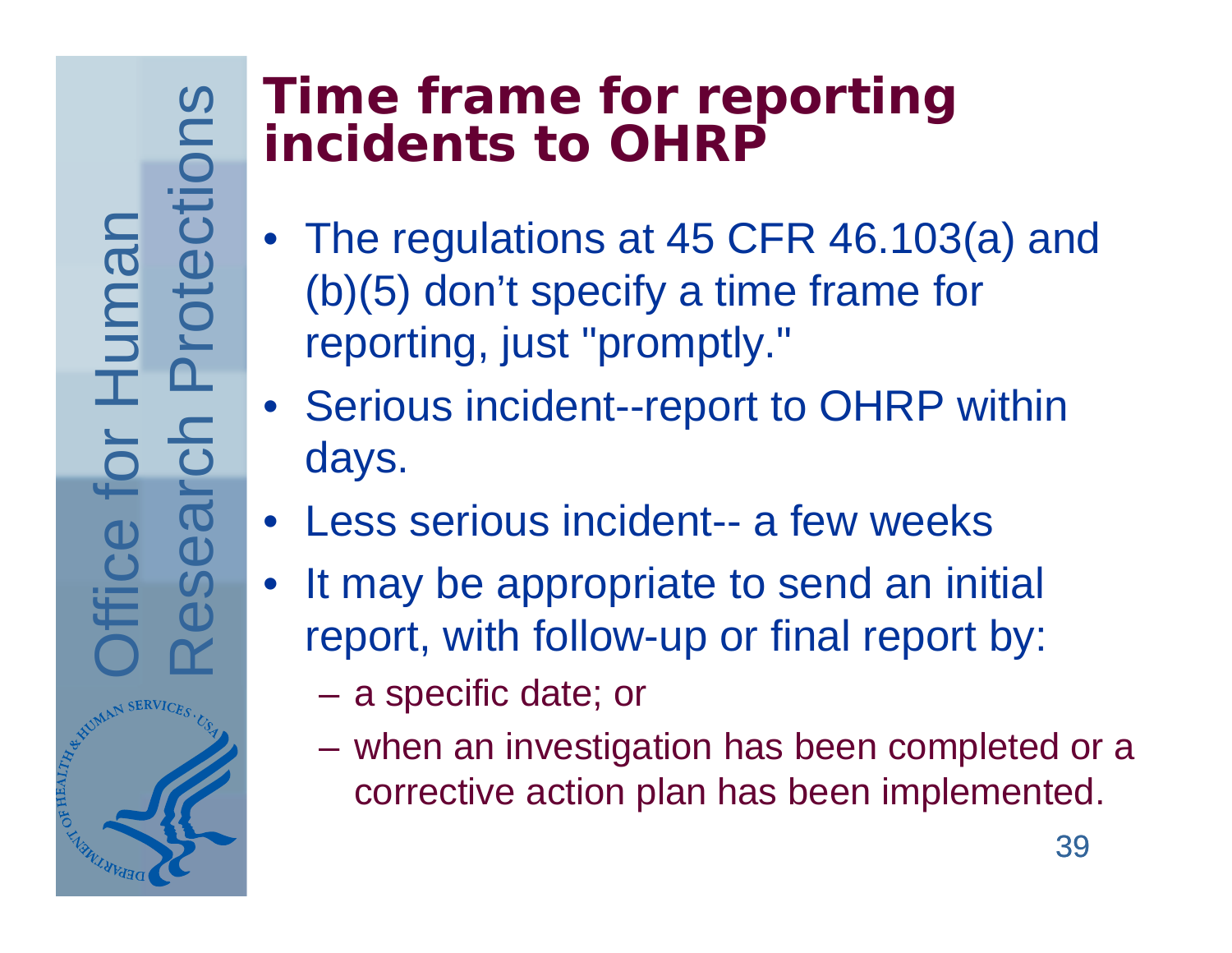# Time frame for reporting incidents to OHRP

- The regulations at 45 CFR 46.103(a) and (b)(5) don't specify a time frame for reporting, just "promptly."
- Serious incident--report to OHRP within days.
- Less serious incident-- a few weeks
- It may be appropriate to send an initial report, with follow-up or final report by:
  - a specific date; or
  - when an investigation has been completed or a corrective action plan has been implemented.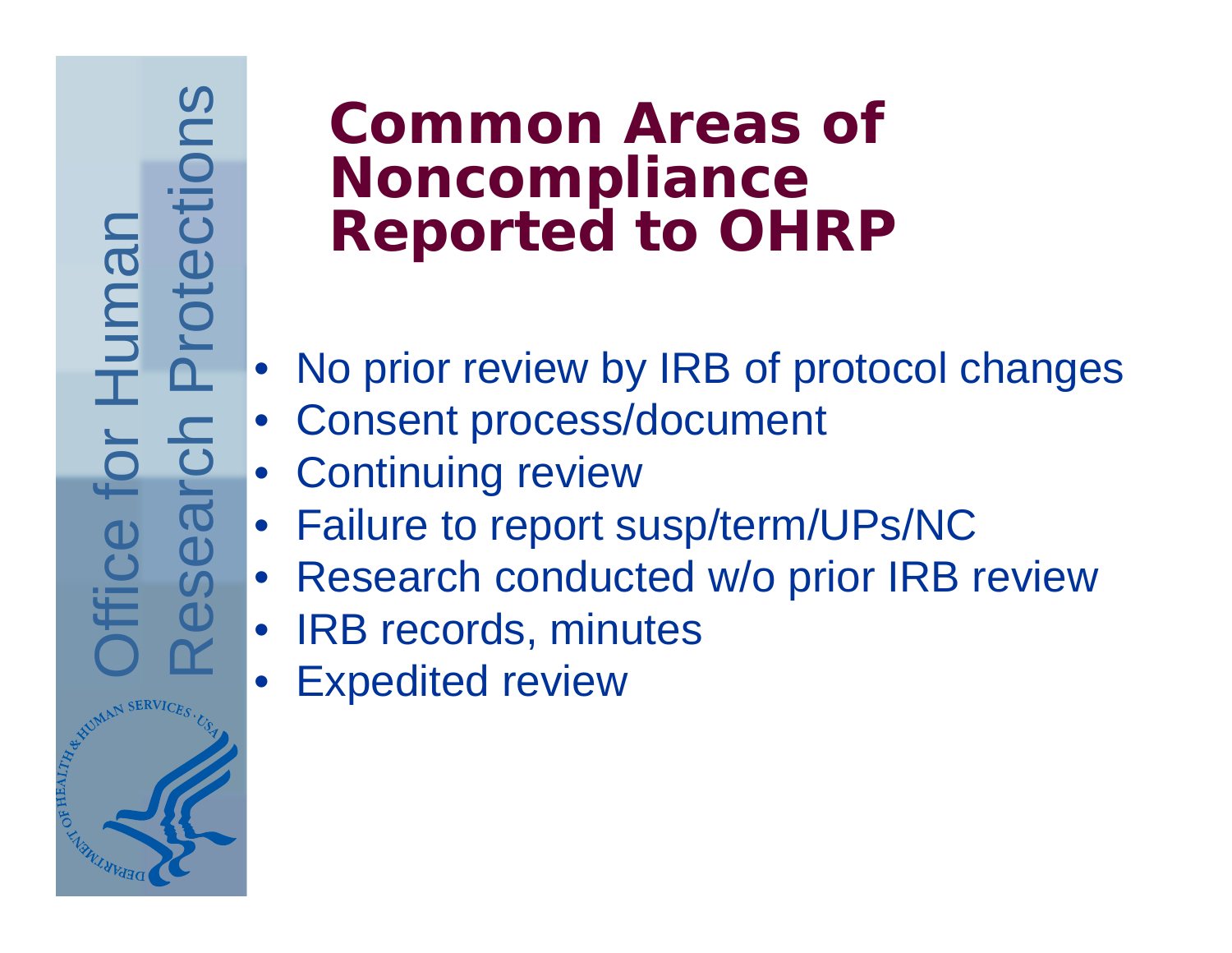# Common Areas of Noncompliance Reported to OHRP

- No prior review by IRB of protocol changes
- Consent process/document
- Continuing review
- Failure to report susp/term/UPs/NC
- Research conducted w/o prior IRB review
- IRB records, minutes
- Expedited review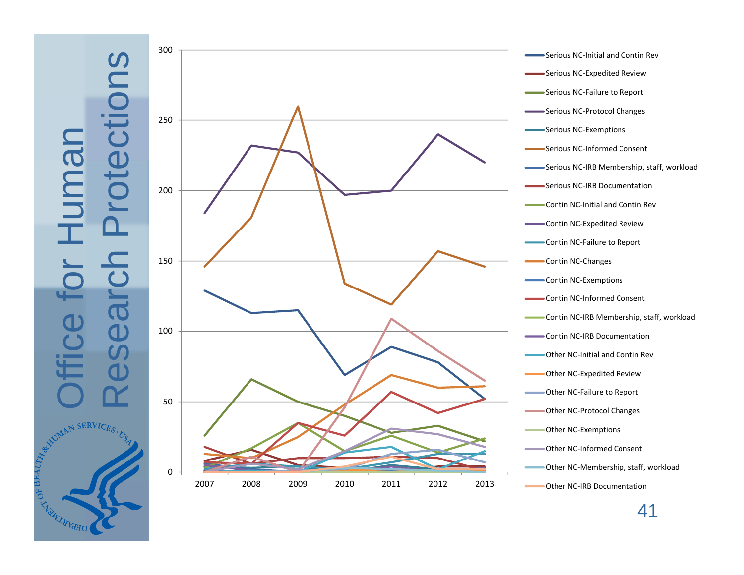# Office for Human Research Protections

| | 2007 | 2008 | 2009 | 2010 | 2011 | 2012 | 2013 |
|---|---|---|---|---|---|---|---|

Legend:

- Serious NC-Initial and Contin Rev
- Serious NC-Expedited Review
- Serious NC-Failure to Report
- Serious NC-Protocol Changes
- Serious NC-Exemptions
- Serious NC-Informed Consent
- Serious NC-IRB Membership, staff, workload
- Serious NC-IRB Documentation
- Contin NC-Initial and Contin Rev
- Contin NC-Expedited Review
- Contin NC-Failure to Report
- Contin NC-Changes
- Contin NC-Exemptions
- Contin NC-Informed Consent
- Contin NC-IRB Membership, staff, workload
- Contin NC-IRB Documentation
- Other NC-Initial and Contin Rev
- Other NC-Expedited Review
- Other NC-Failure to Report
- Other NC-Protocol Changes
- Other NC-Exemptions
- Other NC-Informed Consent
- Other NC-Membership, staff, workload
- Other NC-IRB Documentation

Y-axis: 0, 50, 100, 150, 200, 250, 300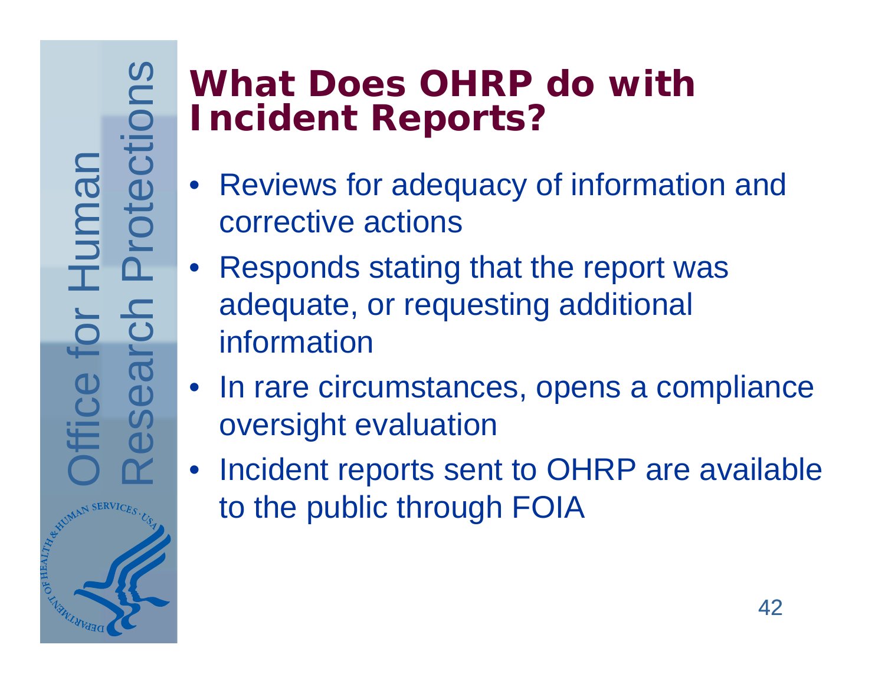# What Does OHRP do with Incident Reports?

- Reviews for adequacy of information and corrective actions
- Responds stating that the report was adequate, or requesting additional information
- In rare circumstances, opens a compliance oversight evaluation
- Incident reports sent to OHRP are available to the public through FOIA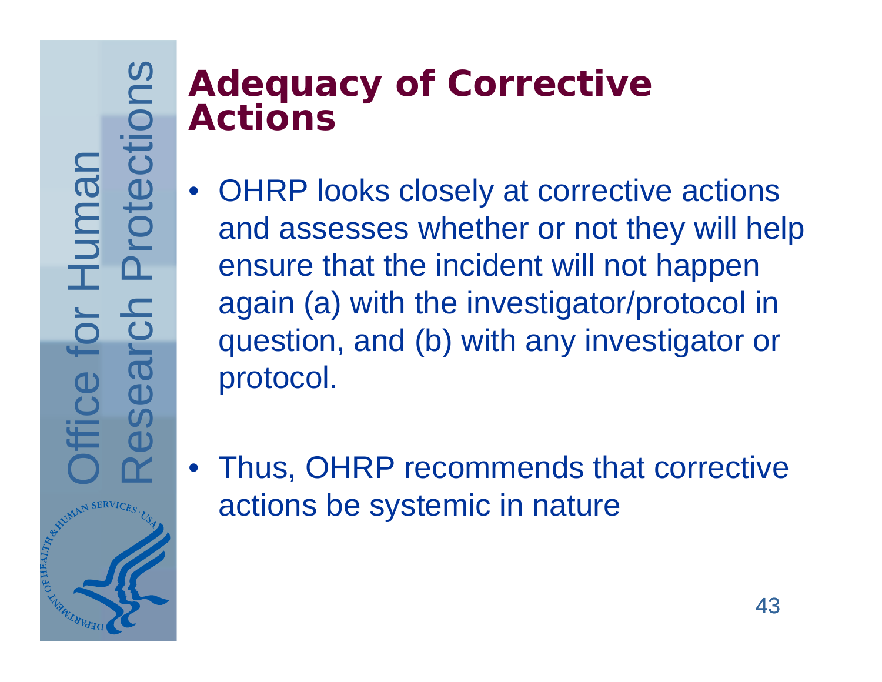# Adequacy of Corrective Actions

- OHRP looks closely at corrective actions and assesses whether or not they will help ensure that the incident will not happen again (a) with the investigator/protocol in question, and (b) with any investigator or protocol.

- Thus, OHRP recommends that corrective actions be systemic in nature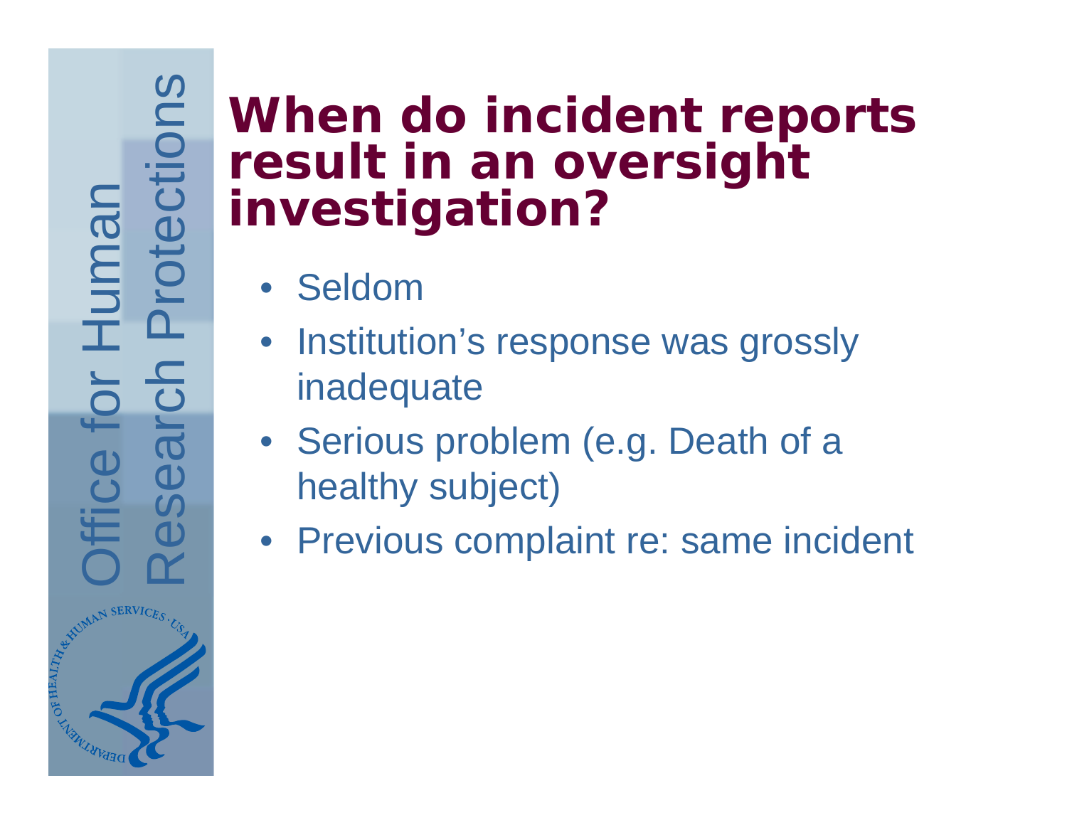# When do incident reports result in an oversight investigation?

- Seldom
- Institution’s response was grossly inadequate
- Serious problem (e.g. Death of a healthy subject)
- Previous complaint re: same incident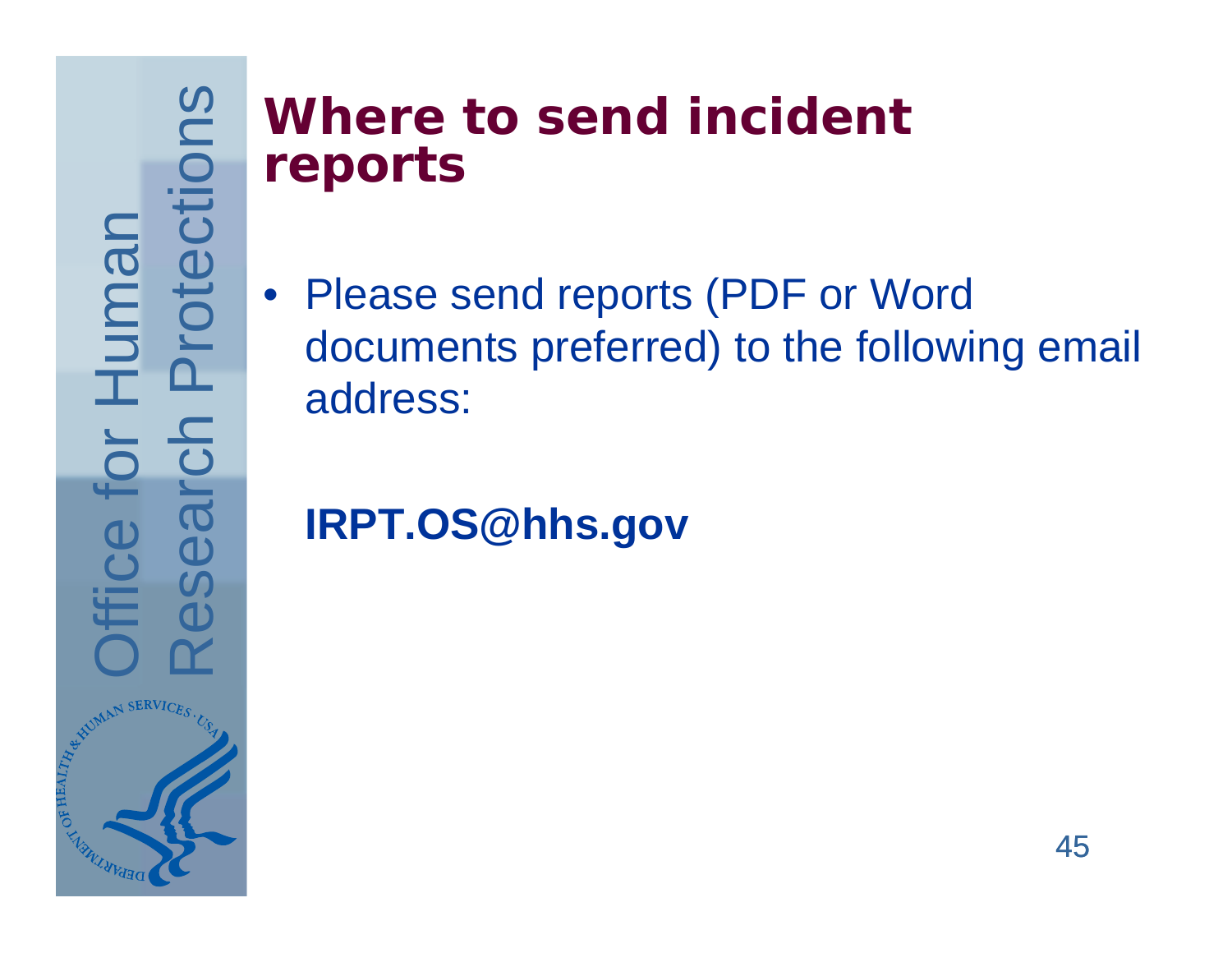# Where to send incident reports

- Please send reports (PDF or Word documents preferred) to the following email address:

**IRPT.OS@hhs.gov**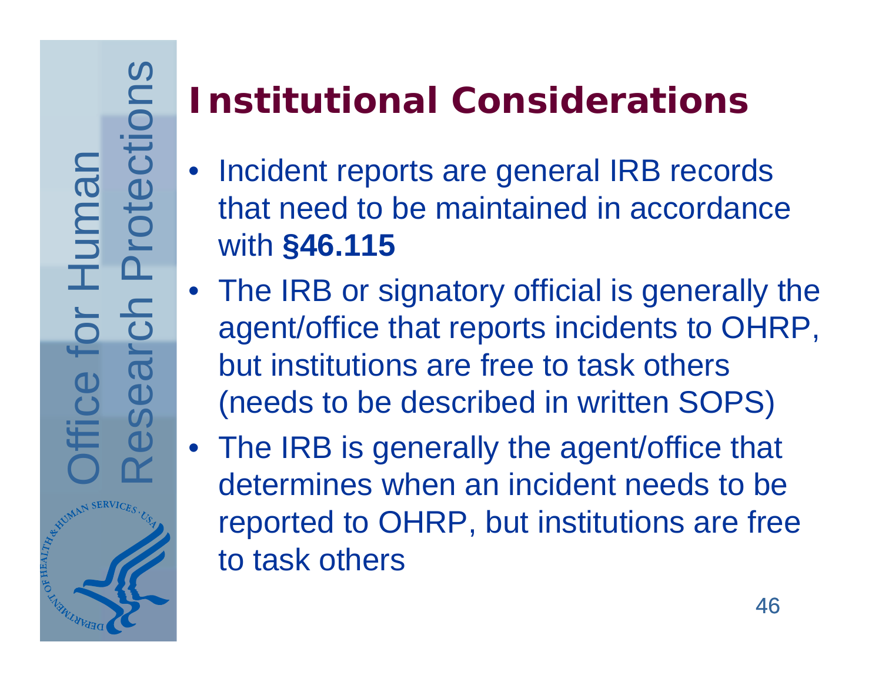# Institutional Considerations

- Incident reports are general IRB records that need to be maintained in accordance with **§46.115**
- The IRB or signatory official is generally the agent/office that reports incidents to OHRP, but institutions are free to task others (needs to be described in written SOPS)
- The IRB is generally the agent/office that determines when an incident needs to be reported to OHRP, but institutions are free to task others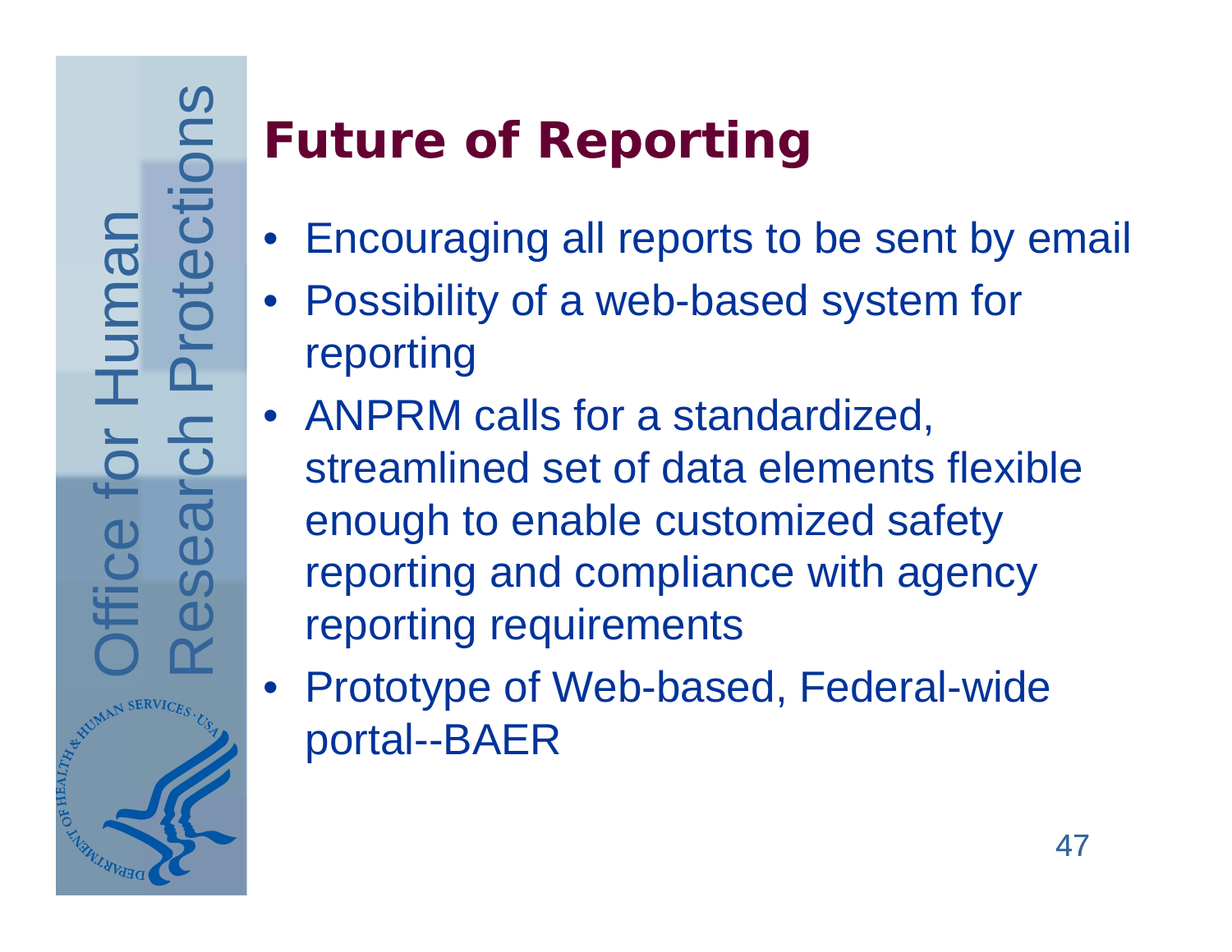# Future of Reporting

- Encouraging all reports to be sent by email
- Possibility of a web-based system for reporting
- ANPRM calls for a standardized, streamlined set of data elements flexible enough to enable customized safety reporting and compliance with agency reporting requirements
- Prototype of Web-based, Federal-wide portal--BAER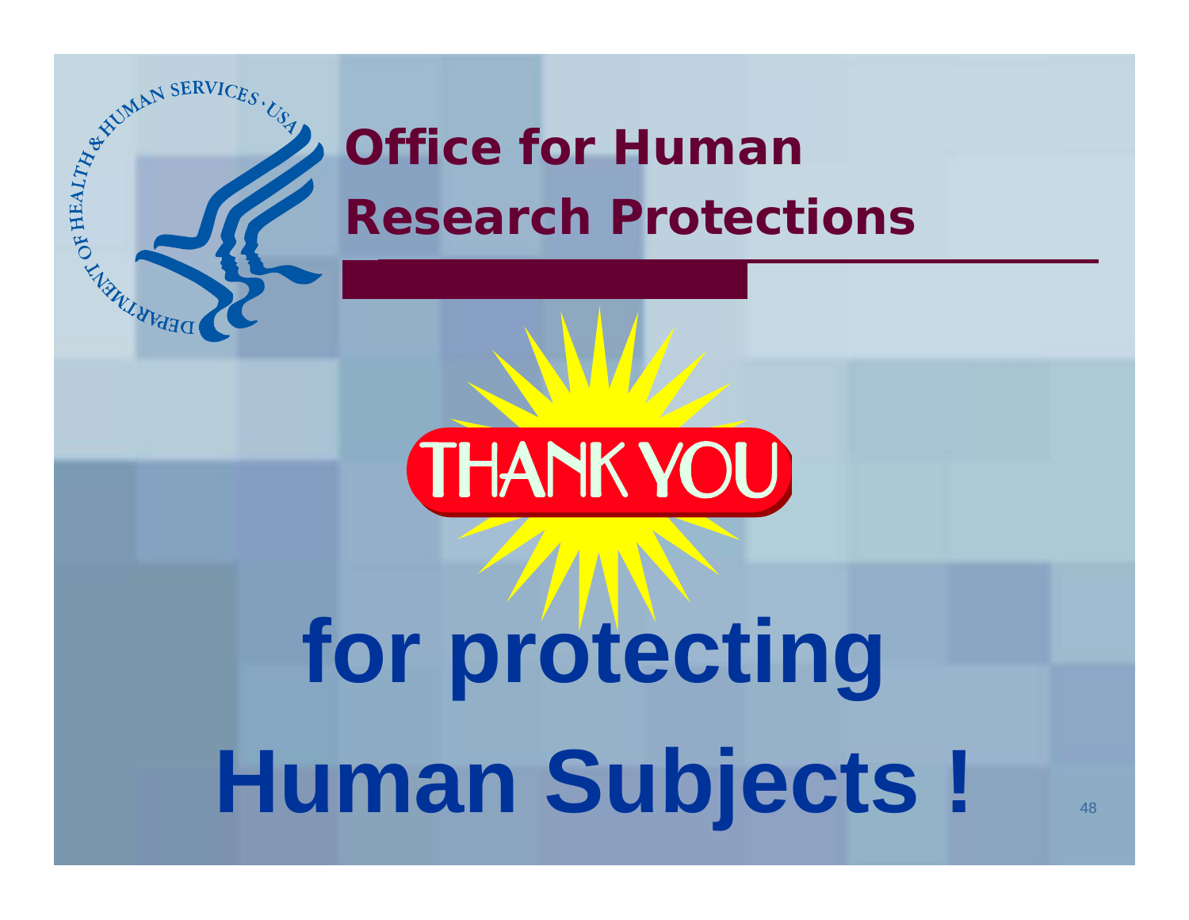## Office for Human Research Protections

THANK YOU

**for protecting Human Subjects !**